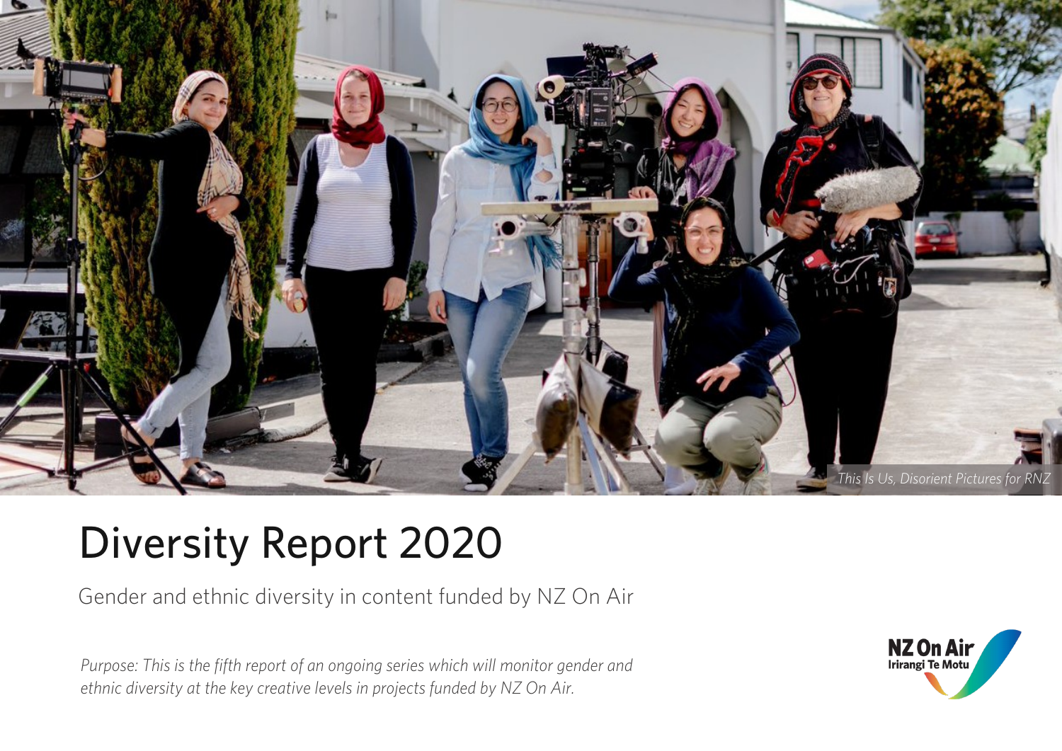*This Is Us, Disorient Pictures for RNZ*

# Diversity Report 2020

Gender and ethnic diversity in content funded by NZ On Air

*Purpose: This is the fifth report of an ongoing series which will monitor gender and ethnic diversity at the key creative levels in projects funded by NZ On Air.*

NZ On Air
Irirangi Te Motu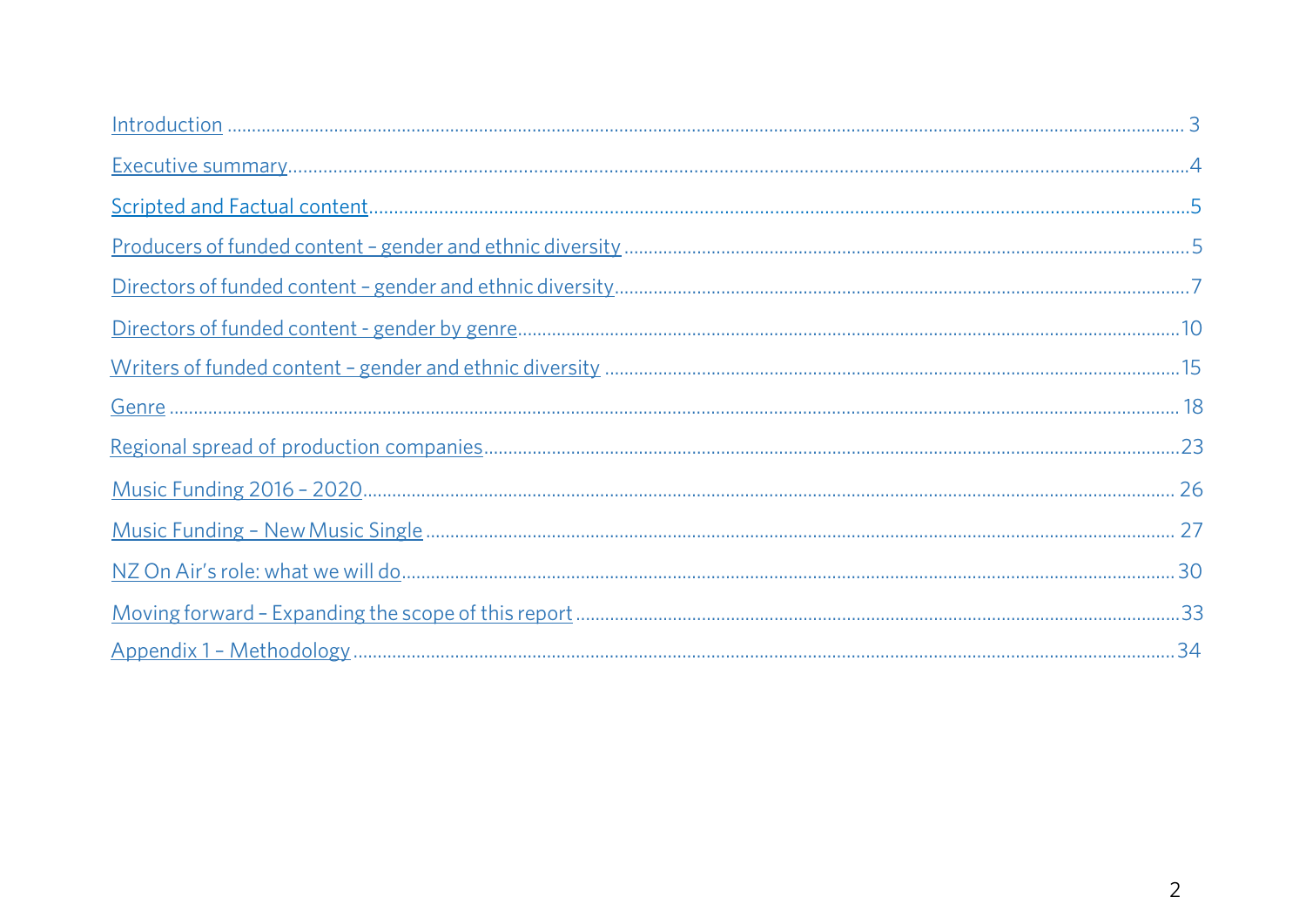[Introduction](#) .................................................................................................................................................................... 3

[Executive summary](#)................................................................................................................................................................4

[Scripted and Factual content](#).................................................................................................................................................5

[Producers of funded content – gender and ethnic diversity](#) .................................................................................................5

[Directors of funded content – gender and ethnic diversity](#)......................................................................................................7

[Directors of funded content - gender by genre](#).....................................................................................................................10

[Writers of funded content – gender and ethnic diversity](#) ......................................................................................................15

[Genre](#) ...................................................................................................................................................................................... 18

[Regional spread of production companies](#).............................................................................................................................23

[Music Funding 2016 – 2020](#)...................................................................................................................................................... 26

[Music Funding – New Music Single](#) ......................................................................................................................................... 27

[NZ On Air's role: what we will do](#)............................................................................................................................................30

[Moving forward – Expanding the scope of this report](#) ...........................................................................................................33

[Appendix 1 – Methodology](#) .....................................................................................................................................................34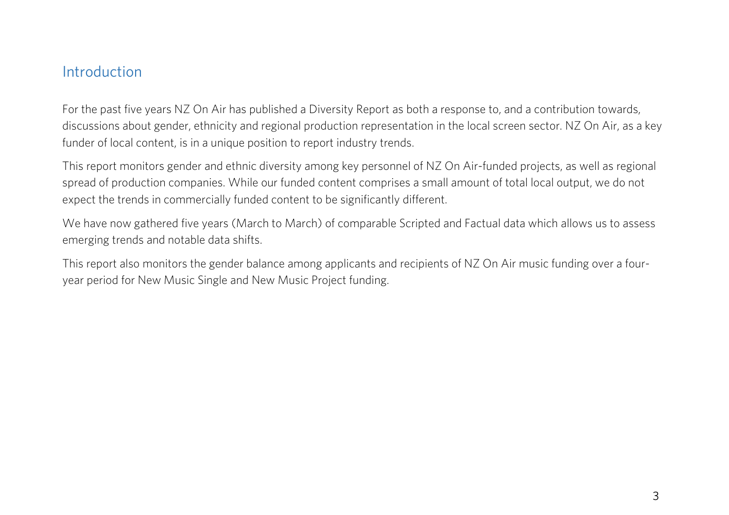## Introduction

For the past five years NZ On Air has published a Diversity Report as both a response to, and a contribution towards, discussions about gender, ethnicity and regional production representation in the local screen sector. NZ On Air, as a key funder of local content, is in a unique position to report industry trends.

This report monitors gender and ethnic diversity among key personnel of NZ On Air-funded projects, as well as regional spread of production companies. While our funded content comprises a small amount of total local output, we do not expect the trends in commercially funded content to be significantly different.

We have now gathered five years (March to March) of comparable Scripted and Factual data which allows us to assess emerging trends and notable data shifts.

This report also monitors the gender balance among applicants and recipients of NZ On Air music funding over a four-year period for New Music Single and New Music Project funding.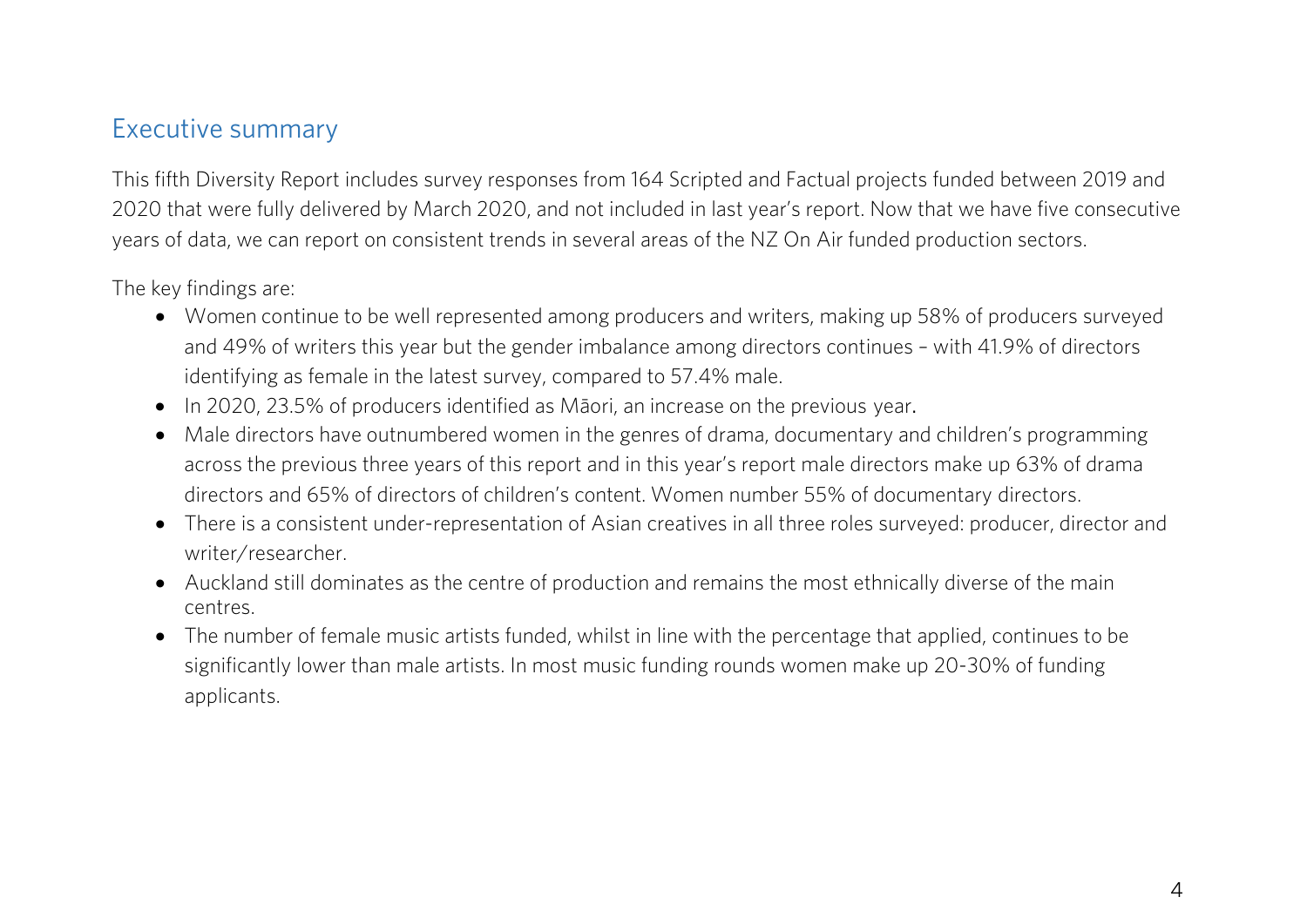## Executive summary

This fifth Diversity Report includes survey responses from 164 Scripted and Factual projects funded between 2019 and 2020 that were fully delivered by March 2020, and not included in last year's report. Now that we have five consecutive years of data, we can report on consistent trends in several areas of the NZ On Air funded production sectors.

The key findings are:

- Women continue to be well represented among producers and writers, making up 58% of producers surveyed and 49% of writers this year but the gender imbalance among directors continues – with 41.9% of directors identifying as female in the latest survey, compared to 57.4% male.
- In 2020, 23.5% of producers identified as Māori, an increase on the previous year.
- Male directors have outnumbered women in the genres of drama, documentary and children's programming across the previous three years of this report and in this year's report male directors make up 63% of drama directors and 65% of directors of children's content. Women number 55% of documentary directors.
- There is a consistent under-representation of Asian creatives in all three roles surveyed: producer, director and writer/researcher.
- Auckland still dominates as the centre of production and remains the most ethnically diverse of the main centres.
- The number of female music artists funded, whilst in line with the percentage that applied, continues to be significantly lower than male artists. In most music funding rounds women make up 20-30% of funding applicants.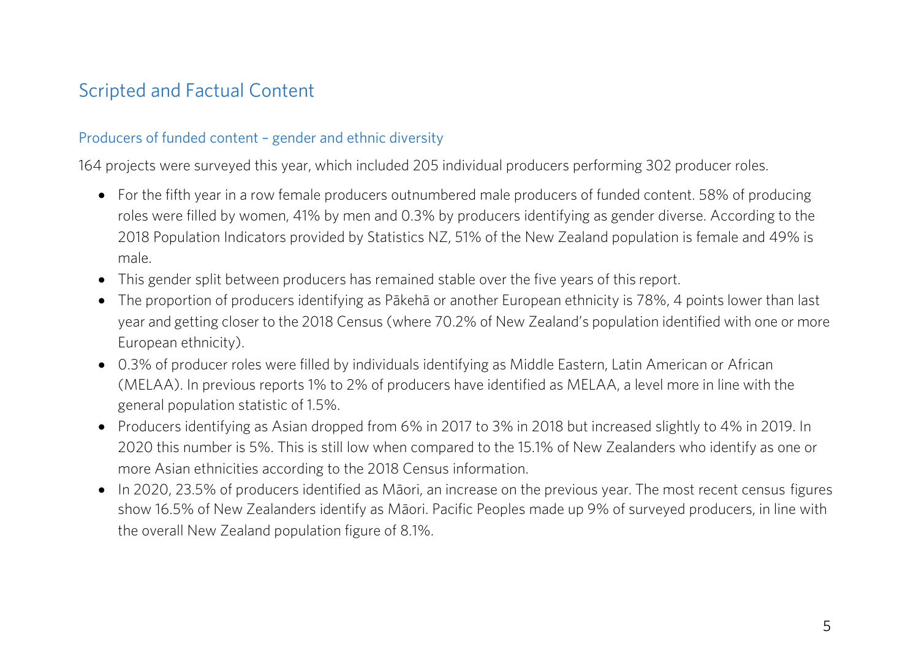## Scripted and Factual Content

### Producers of funded content – gender and ethnic diversity

164 projects were surveyed this year, which included 205 individual producers performing 302 producer roles.

- For the fifth year in a row female producers outnumbered male producers of funded content. 58% of producing roles were filled by women, 41% by men and 0.3% by producers identifying as gender diverse. According to the 2018 Population Indicators provided by Statistics NZ, 51% of the New Zealand population is female and 49% is male.
- This gender split between producers has remained stable over the five years of this report.
- The proportion of producers identifying as Pākehā or another European ethnicity is 78%, 4 points lower than last year and getting closer to the 2018 Census (where 70.2% of New Zealand's population identified with one or more European ethnicity).
- 0.3% of producer roles were filled by individuals identifying as Middle Eastern, Latin American or African (MELAA). In previous reports 1% to 2% of producers have identified as MELAA, a level more in line with the general population statistic of 1.5%.
- Producers identifying as Asian dropped from 6% in 2017 to 3% in 2018 but increased slightly to 4% in 2019. In 2020 this number is 5%. This is still low when compared to the 15.1% of New Zealanders who identify as one or more Asian ethnicities according to the 2018 Census information.
- In 2020, 23.5% of producers identified as Māori, an increase on the previous year. The most recent census figures show 16.5% of New Zealanders identify as Māori. Pacific Peoples made up 9% of surveyed producers, in line with the overall New Zealand population figure of 8.1%.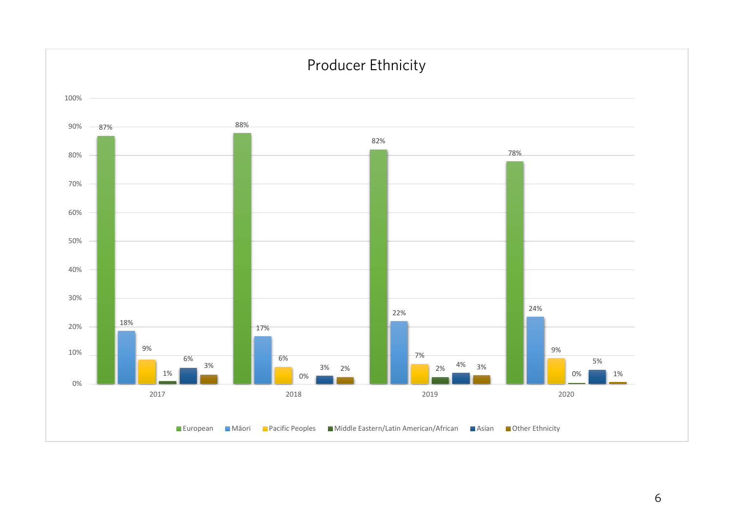## Producer Ethnicity

| | European | Māori | Pacific Peoples | Middle Eastern/Latin American/African | Asian | Other Ethnicity |
|---|---|---|---|---|---|---|
| 2017 | 87% | 18% | 9% | 1% | 6% | 3% |
| 2018 | 88% | 17% | 6% | 0% | 3% | 2% |
| 2019 | 82% | 22% | 7% | 2% | 4% | 3% |
| 2020 | 78% | 24% | 9% | 0% | 5% | 1% |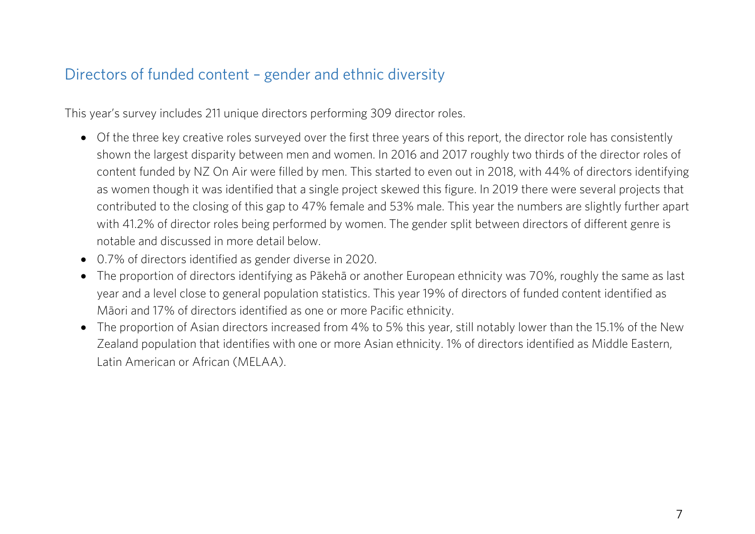## Directors of funded content – gender and ethnic diversity

This year's survey includes 211 unique directors performing 309 director roles.

- Of the three key creative roles surveyed over the first three years of this report, the director role has consistently shown the largest disparity between men and women. In 2016 and 2017 roughly two thirds of the director roles of content funded by NZ On Air were filled by men. This started to even out in 2018, with 44% of directors identifying as women though it was identified that a single project skewed this figure. In 2019 there were several projects that contributed to the closing of this gap to 47% female and 53% male. This year the numbers are slightly further apart with 41.2% of director roles being performed by women. The gender split between directors of different genre is notable and discussed in more detail below.
- 0.7% of directors identified as gender diverse in 2020.
- The proportion of directors identifying as Pākehā or another European ethnicity was 70%, roughly the same as last year and a level close to general population statistics. This year 19% of directors of funded content identified as Māori and 17% of directors identified as one or more Pacific ethnicity.
- The proportion of Asian directors increased from 4% to 5% this year, still notably lower than the 15.1% of the New Zealand population that identifies with one or more Asian ethnicity. 1% of directors identified as Middle Eastern, Latin American or African (MELAA).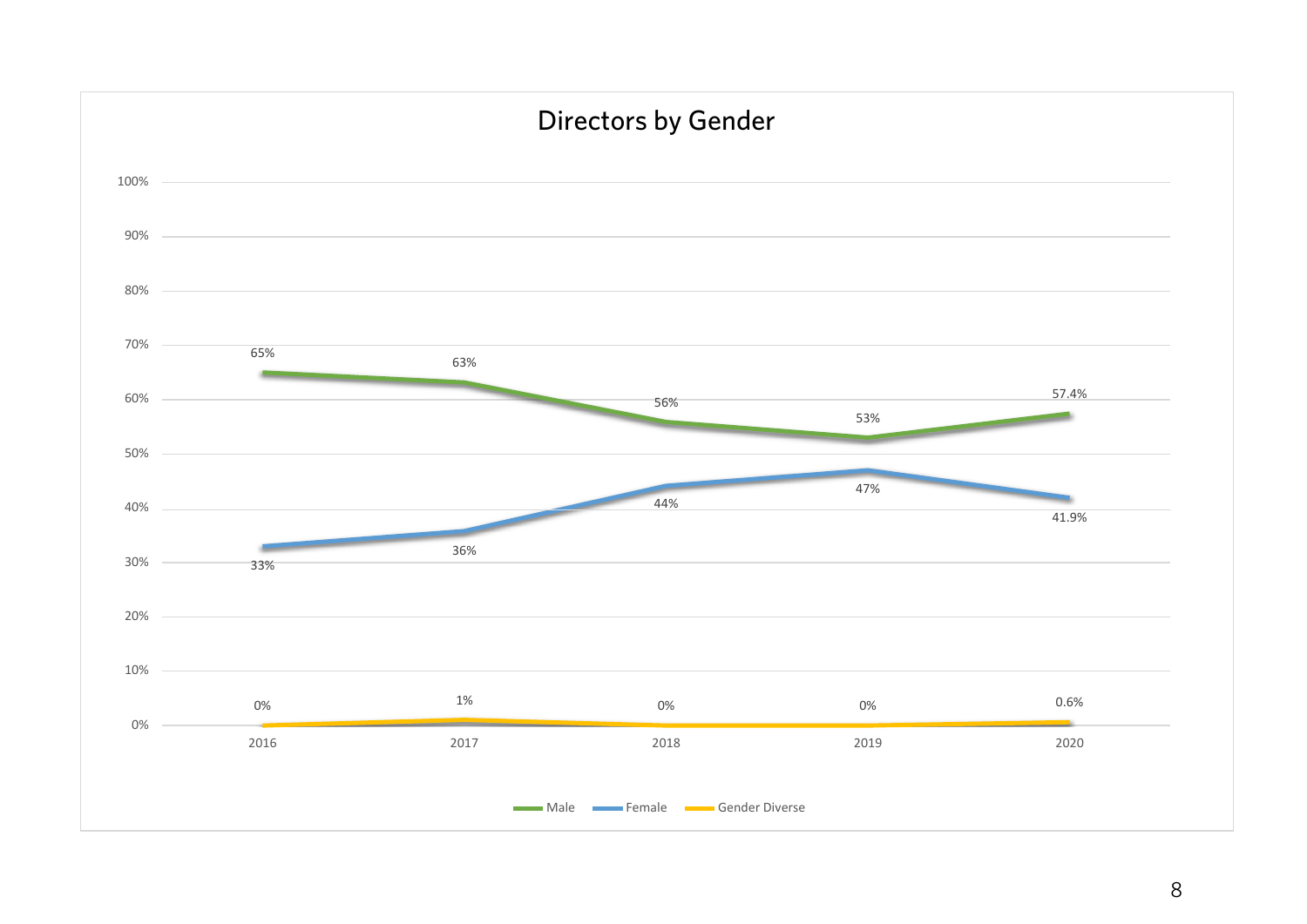## Directors by Gender

| Year | Male | Female | Gender Diverse |
|---|---|---|---|
| 2016 | 65% | 33% | 0% |
| 2017 | 63% | 36% | 1% |
| 2018 | 56% | 44% | 0% |
| 2019 | 53% | 47% | 0% |
| 2020 | 57.4% | 41.9% | 0.6% |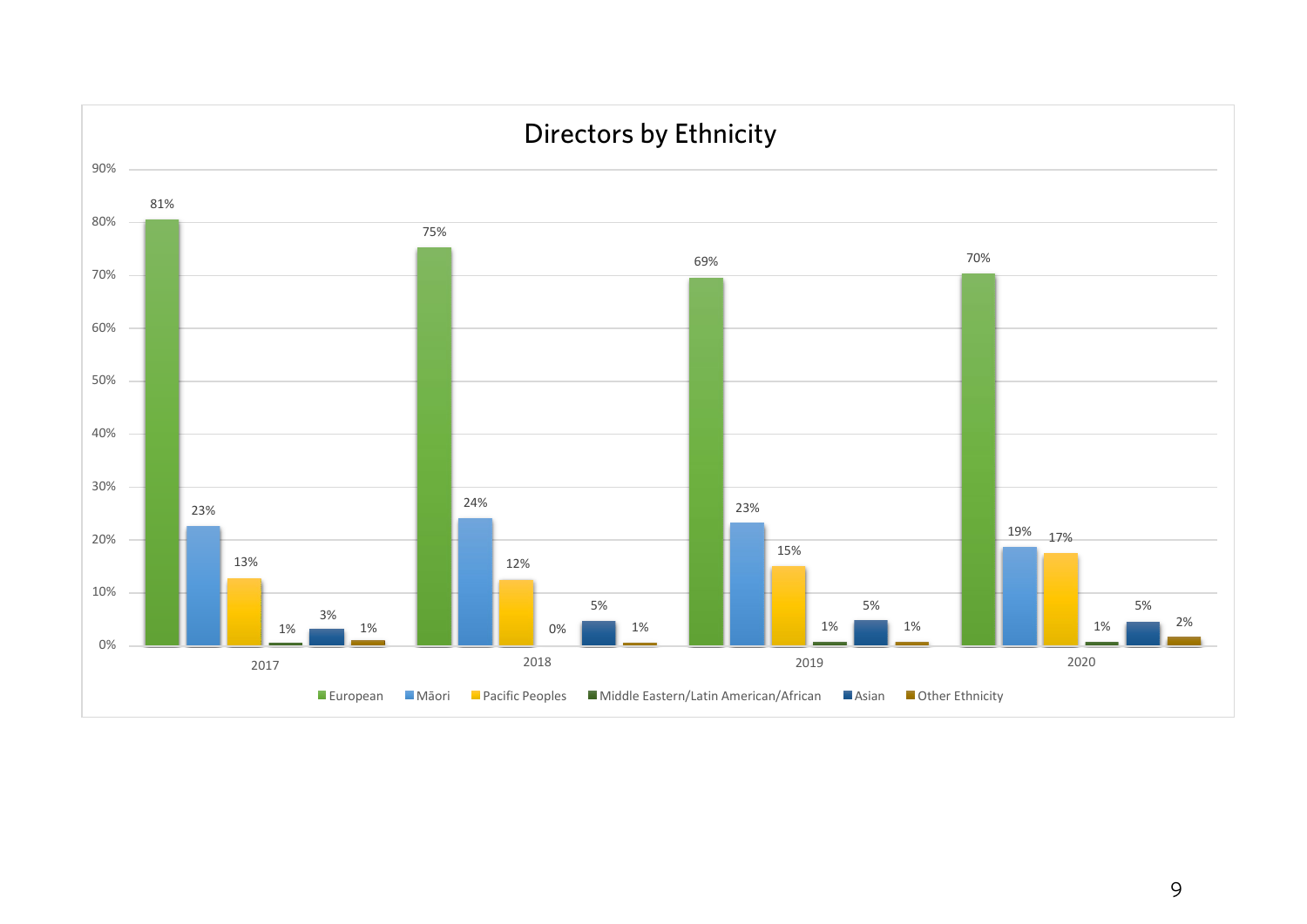## Directors by Ethnicity

| Ethnicity | 2017 | 2018 | 2019 | 2020 |
|---|---|---|---|---|
| European | 81% | 75% | 69% | 70% |
| Māori | 23% | 24% | 23% | 19% |
| Pacific Peoples | 13% | 12% | 15% | 17% |
| Middle Eastern/Latin American/African | 1% | 0% | 1% | 1% |
| Asian | 3% | 5% | 5% | 5% |
| Other Ethnicity | 1% | 1% | 1% | 2% |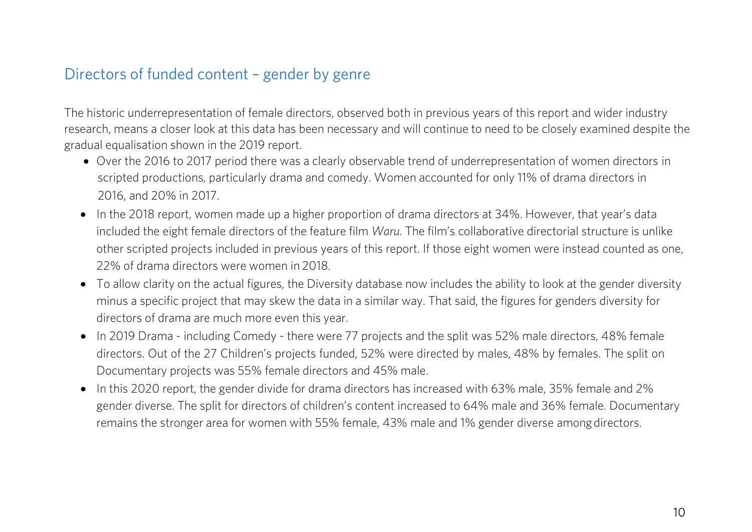## Directors of funded content – gender by genre

The historic underrepresentation of female directors, observed both in previous years of this report and wider industry research, means a closer look at this data has been necessary and will continue to need to be closely examined despite the gradual equalisation shown in the 2019 report.

- Over the 2016 to 2017 period there was a clearly observable trend of underrepresentation of women directors in scripted productions, particularly drama and comedy. Women accounted for only 11% of drama directors in 2016, and 20% in 2017.
- In the 2018 report, women made up a higher proportion of drama directors at 34%. However, that year's data included the eight female directors of the feature film *Waru*. The film's collaborative directorial structure is unlike other scripted projects included in previous years of this report. If those eight women were instead counted as one, 22% of drama directors were women in 2018.
- To allow clarity on the actual figures, the Diversity database now includes the ability to look at the gender diversity minus a specific project that may skew the data in a similar way. That said, the figures for genders diversity for directors of drama are much more even this year.
- In 2019 Drama - including Comedy - there were 77 projects and the split was 52% male directors, 48% female directors. Out of the 27 Children's projects funded, 52% were directed by males, 48% by females. The split on Documentary projects was 55% female directors and 45% male.
- In this 2020 report, the gender divide for drama directors has increased with 63% male, 35% female and 2% gender diverse. The split for directors of children's content increased to 64% male and 36% female. Documentary remains the stronger area for women with 55% female, 43% male and 1% gender diverse among directors.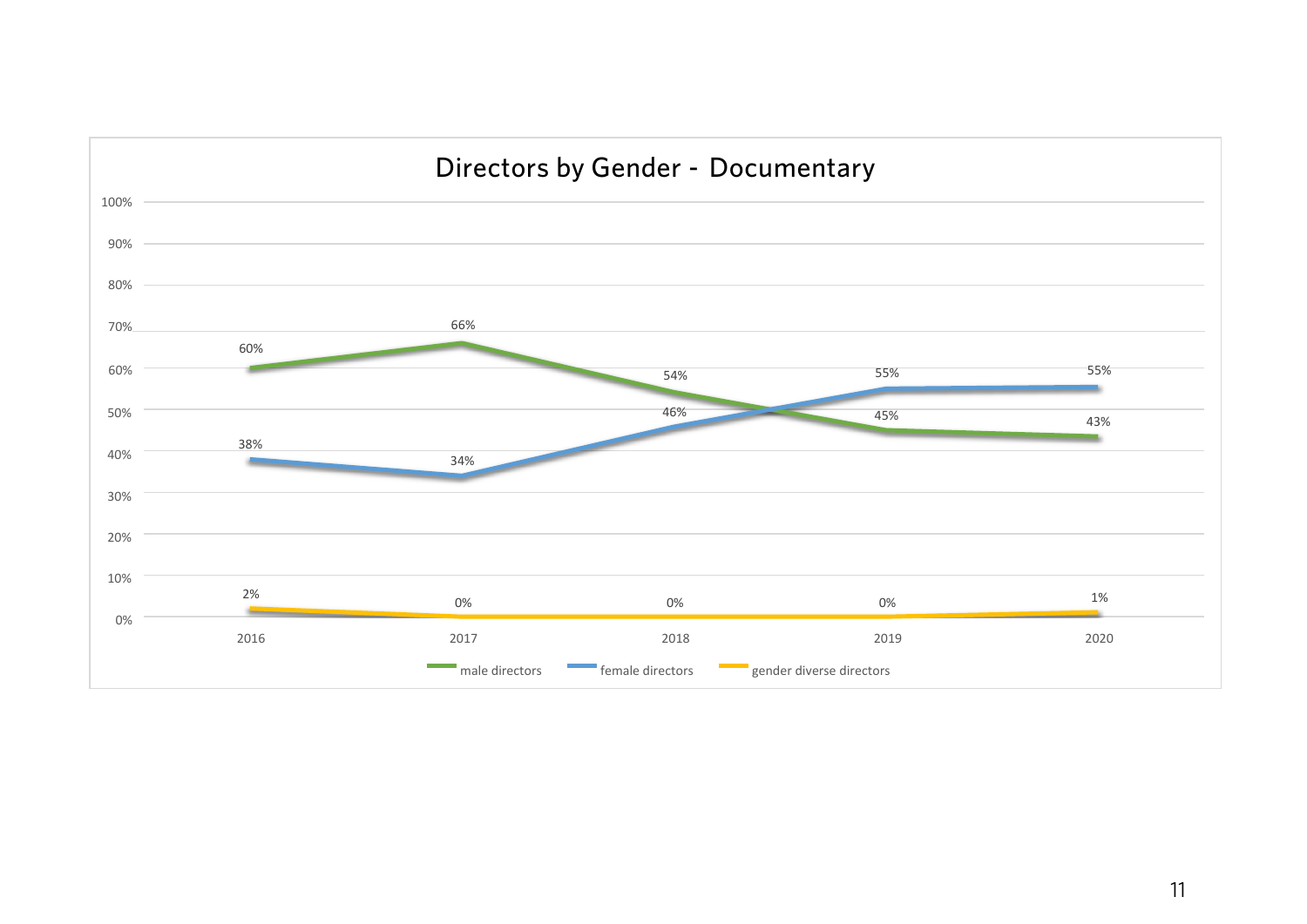## Directors by Gender - Documentary

| | 2016 | 2017 | 2018 | 2019 | 2020 |
|---|---|---|---|---|---|
| male directors | 60% | 66% | 54% | 45% | 43% |
| female directors | 38% | 34% | 46% | 55% | 55% |
| gender diverse directors | 2% | 0% | 0% | 0% | 1% |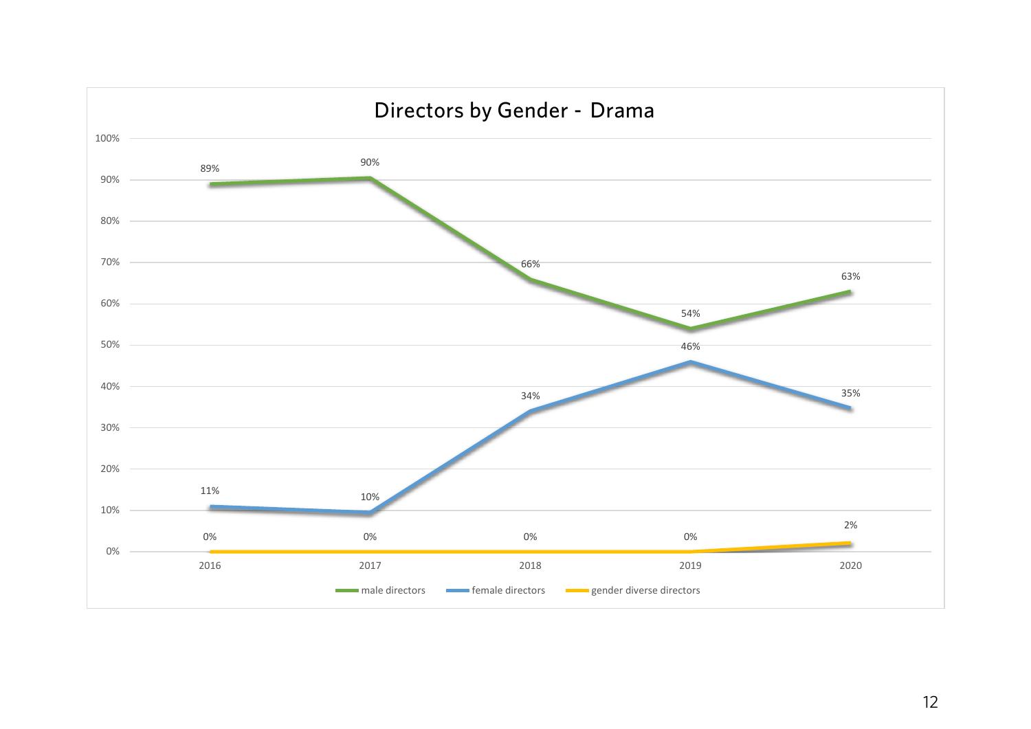## Directors by Gender - Drama

| Year | male directors | female directors | gender diverse directors |
|---|---|---|---|
| 2016 | 89% | 11% | 0% |
| 2017 | 90% | 10% | 0% |
| 2018 | 66% | 34% | 0% |
| 2019 | 54% | 46% | 0% |
| 2020 | 63% | 35% | 2% |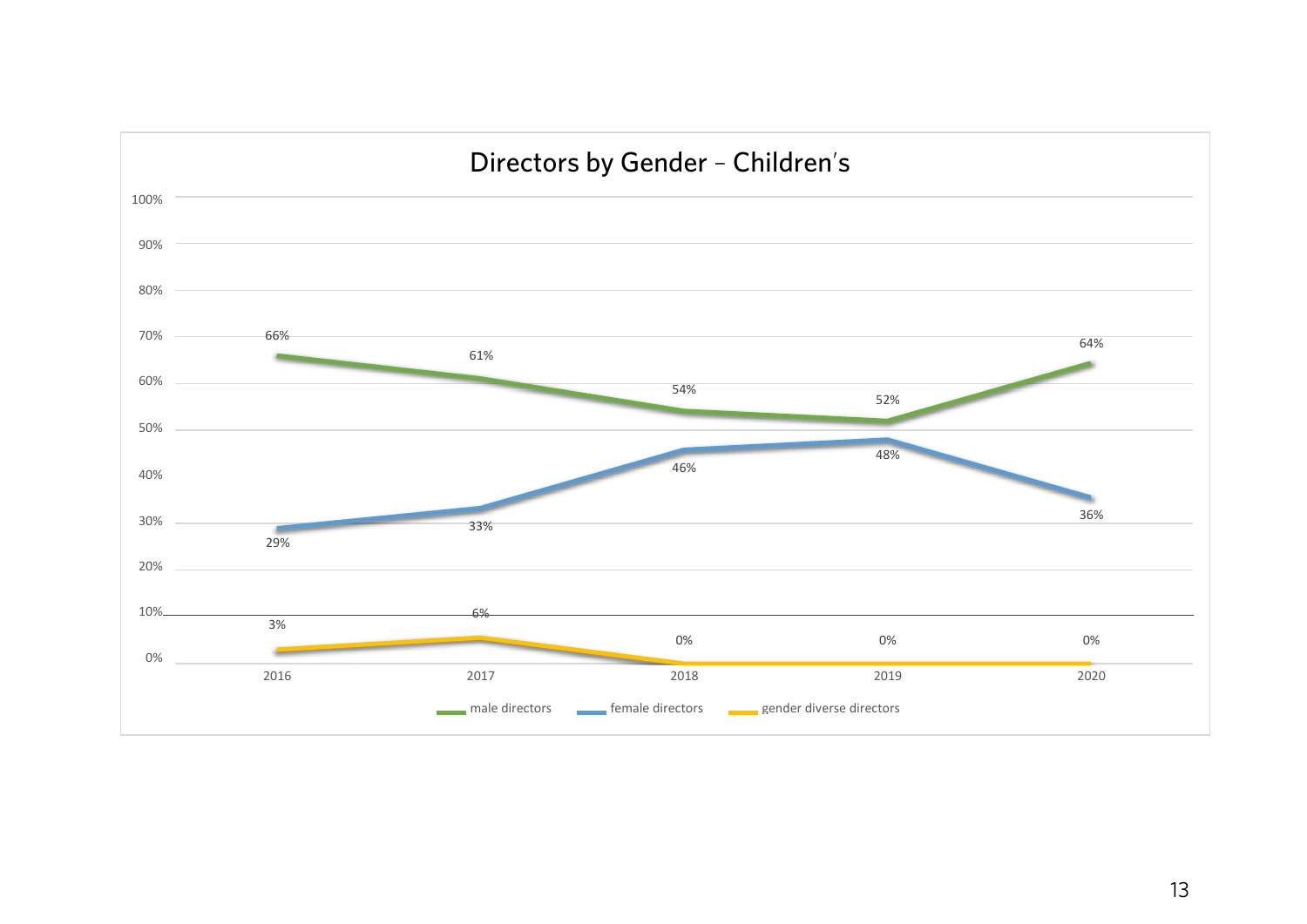## Directors by Gender – Children's

| Year | male directors | female directors | gender diverse directors |
|---|---|---|---|
| 2016 | 66% | 29% | 3% |
| 2017 | 61% | 33% | 6% |
| 2018 | 54% | 46% | 0% |
| 2019 | 52% | 48% | 0% |
| 2020 | 64% | 36% | 0% |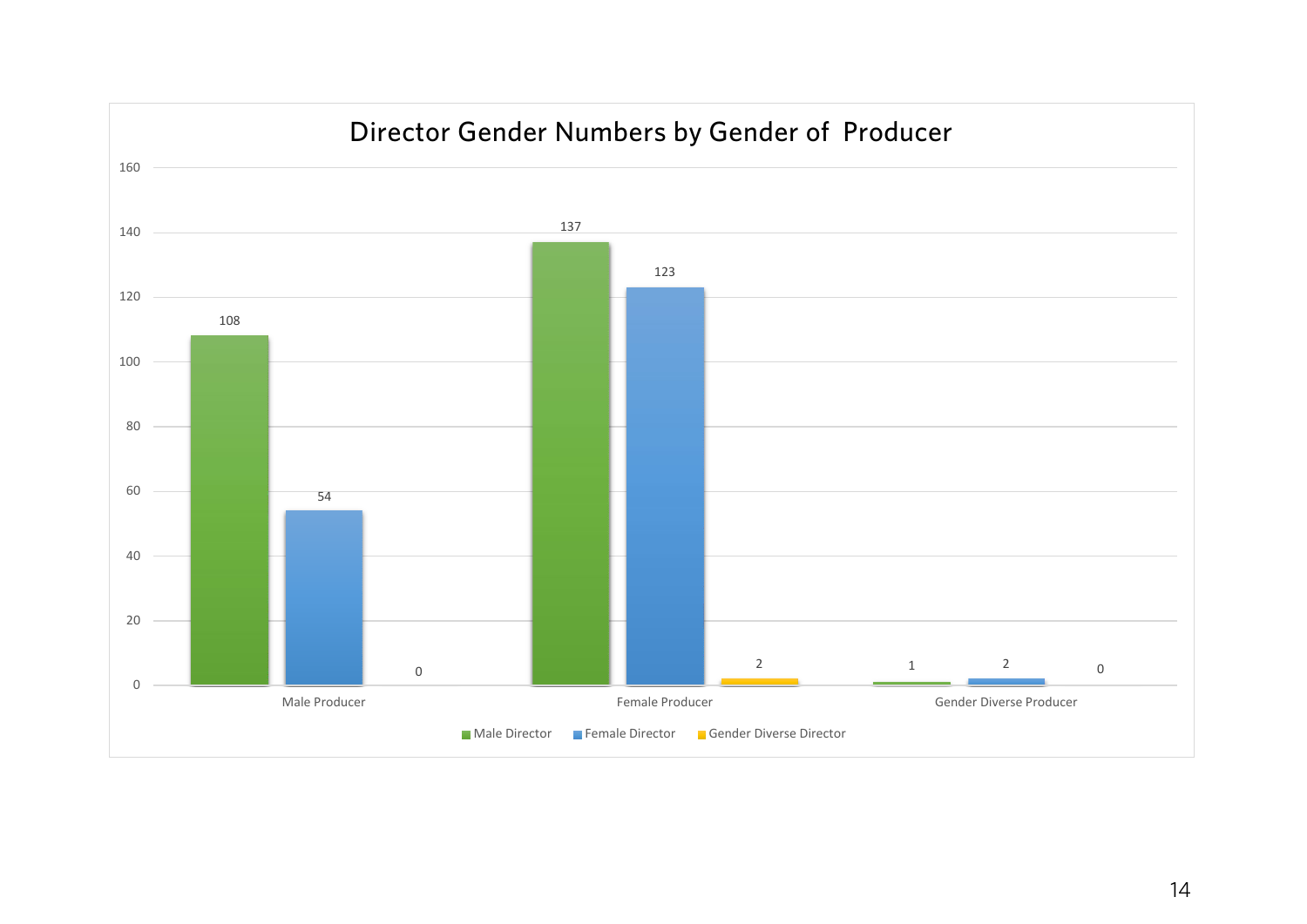## Director Gender Numbers by Gender of Producer

| | Male Director | Female Director | Gender Diverse Director |
|---|---|---|---|
| Male Producer | 108 | 54 | 0 |
| Female Producer | 137 | 123 | 2 |
| Gender Diverse Producer | 1 | 2 | 0 |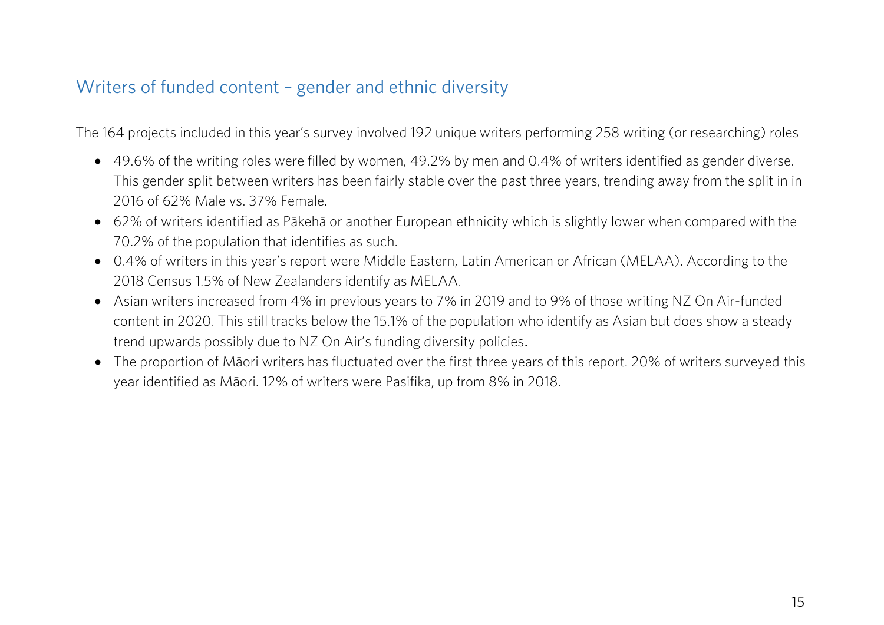## Writers of funded content – gender and ethnic diversity

The 164 projects included in this year's survey involved 192 unique writers performing 258 writing (or researching) roles

- 49.6% of the writing roles were filled by women, 49.2% by men and 0.4% of writers identified as gender diverse. This gender split between writers has been fairly stable over the past three years, trending away from the split in in 2016 of 62% Male vs. 37% Female.
- 62% of writers identified as Pākehā or another European ethnicity which is slightly lower when compared with the 70.2% of the population that identifies as such.
- 0.4% of writers in this year's report were Middle Eastern, Latin American or African (MELAA). According to the 2018 Census 1.5% of New Zealanders identify as MELAA.
- Asian writers increased from 4% in previous years to 7% in 2019 and to 9% of those writing NZ On Air-funded content in 2020. This still tracks below the 15.1% of the population who identify as Asian but does show a steady trend upwards possibly due to NZ On Air's funding diversity policies.
- The proportion of Māori writers has fluctuated over the first three years of this report. 20% of writers surveyed this year identified as Māori. 12% of writers were Pasifika, up from 8% in 2018.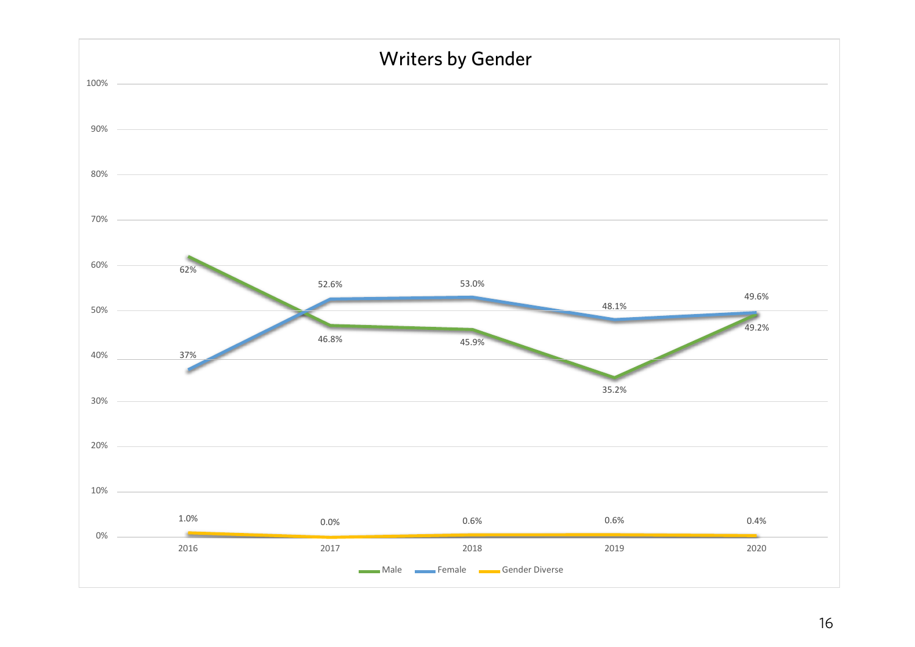## Writers by Gender

| Year | Male | Female | Gender Diverse |
|---|---|---|---|
| 2016 | 62% | 37% | 1.0% |
| 2017 | 46.8% | 52.6% | 0.0% |
| 2018 | 45.9% | 53.0% | 0.6% |
| 2019 | 35.2% | 48.1% | 0.6% |
| 2020 | 49.2% | 49.6% | 0.4% |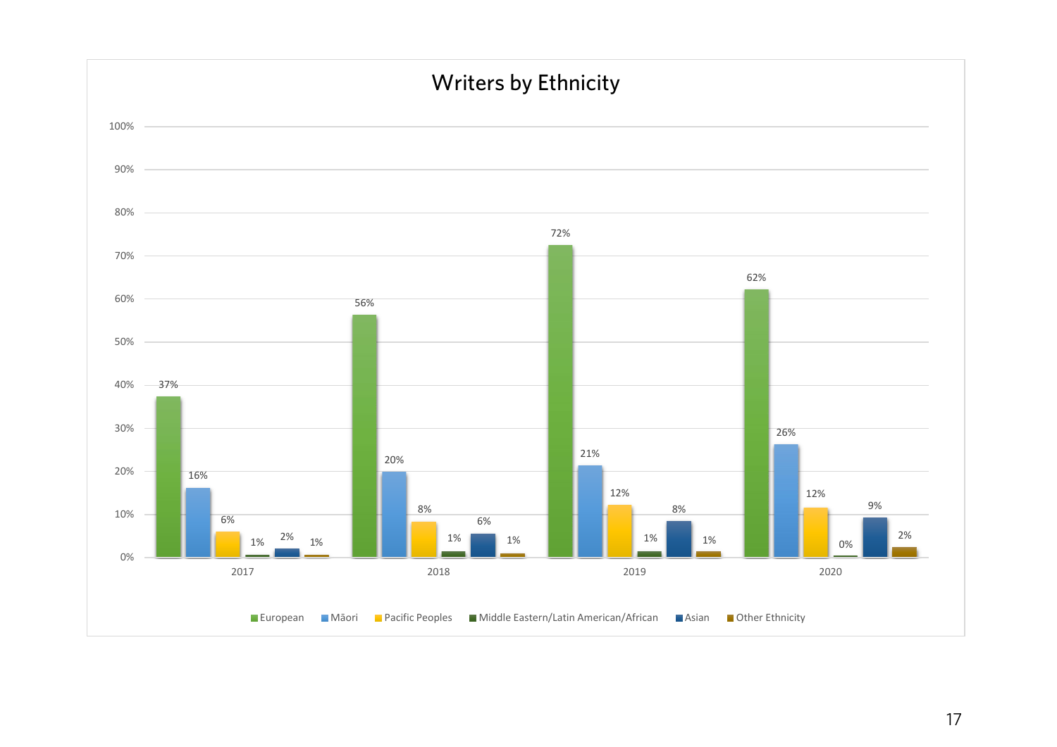## Writers by Ethnicity

| Year | European | Māori | Pacific Peoples | Middle Eastern/Latin American/African | Asian | Other Ethnicity |
|---|---|---|---|---|---|---|
| 2017 | 37% | 16% | 6% | 1% | 2% | 1% |
| 2018 | 56% | 20% | 8% | 1% | 6% | 1% |
| 2019 | 72% | 21% | 12% | 1% | 8% | 1% |
| 2020 | 62% | 26% | 12% | 0% | 9% | 2% |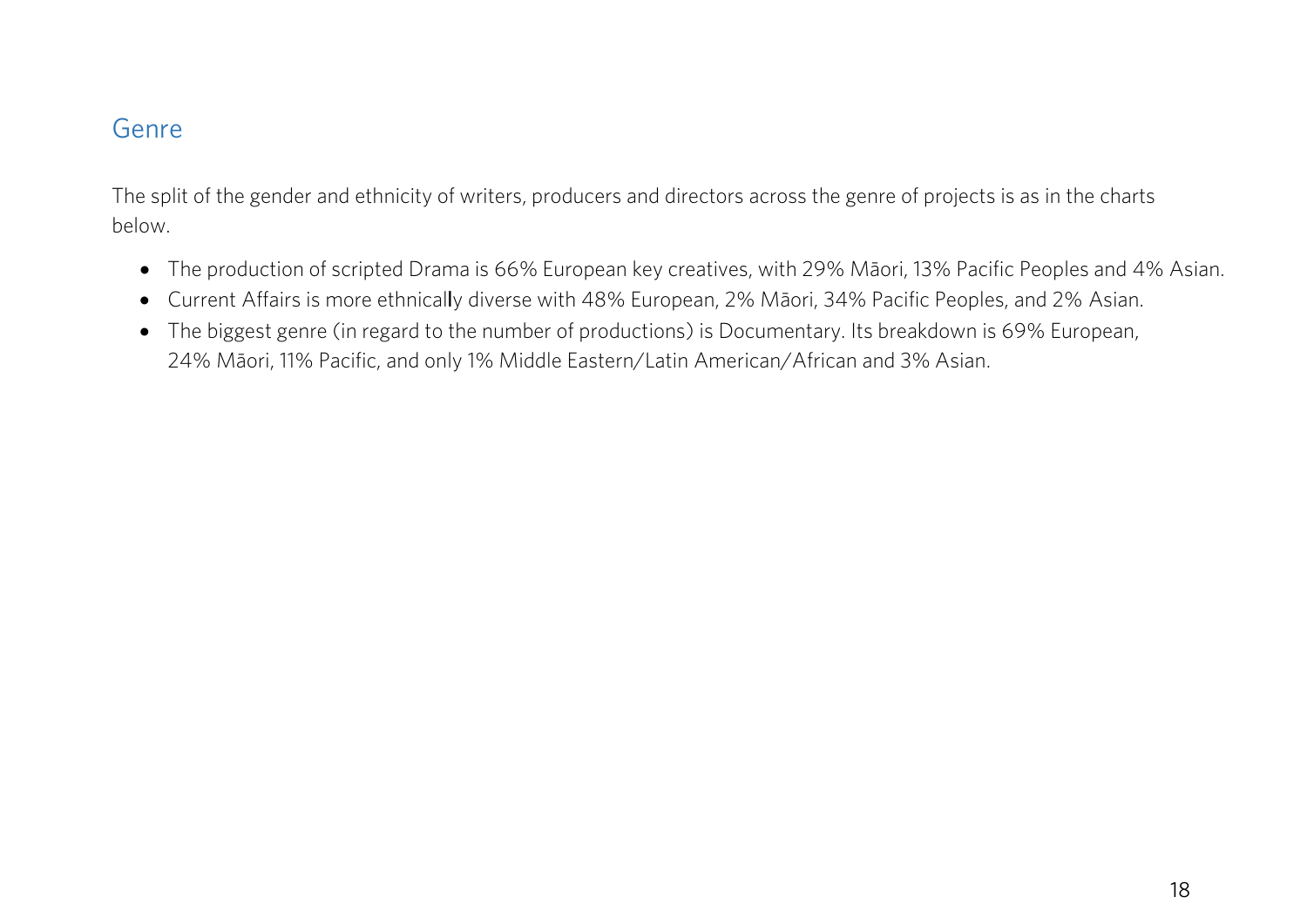## Genre

The split of the gender and ethnicity of writers, producers and directors across the genre of projects is as in the charts below.

- The production of scripted Drama is 66% European key creatives, with 29% Māori, 13% Pacific Peoples and 4% Asian.
- Current Affairs is more ethnically diverse with 48% European, 2% Māori, 34% Pacific Peoples, and 2% Asian.
- The biggest genre (in regard to the number of productions) is Documentary. Its breakdown is 69% European, 24% Māori, 11% Pacific, and only 1% Middle Eastern/Latin American/African and 3% Asian.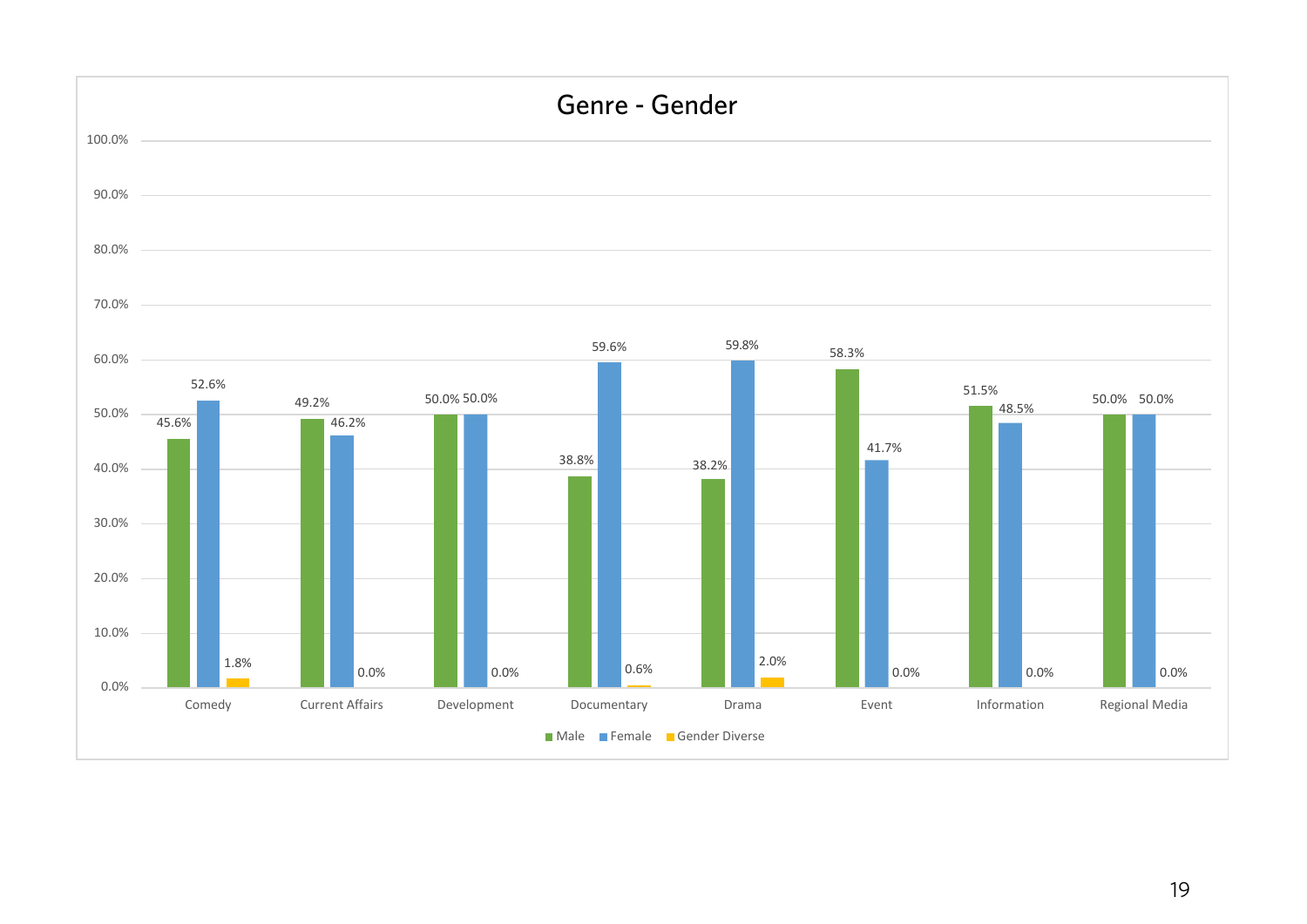## Genre - Gender

| Genre | Male | Female | Gender Diverse |
|---|---|---|---|
| Comedy | 45.6% | 52.6% | 1.8% |
| Current Affairs | 49.2% | 46.2% | 0.0% |
| Development | 50.0% | 50.0% | 0.0% |
| Documentary | 38.8% | 59.6% | 0.6% |
| Drama | 38.2% | 59.8% | 2.0% |
| Event | 58.3% | 41.7% | 0.0% |
| Information | 51.5% | 48.5% | 0.0% |
| Regional Media | 50.0% | 50.0% | 0.0% |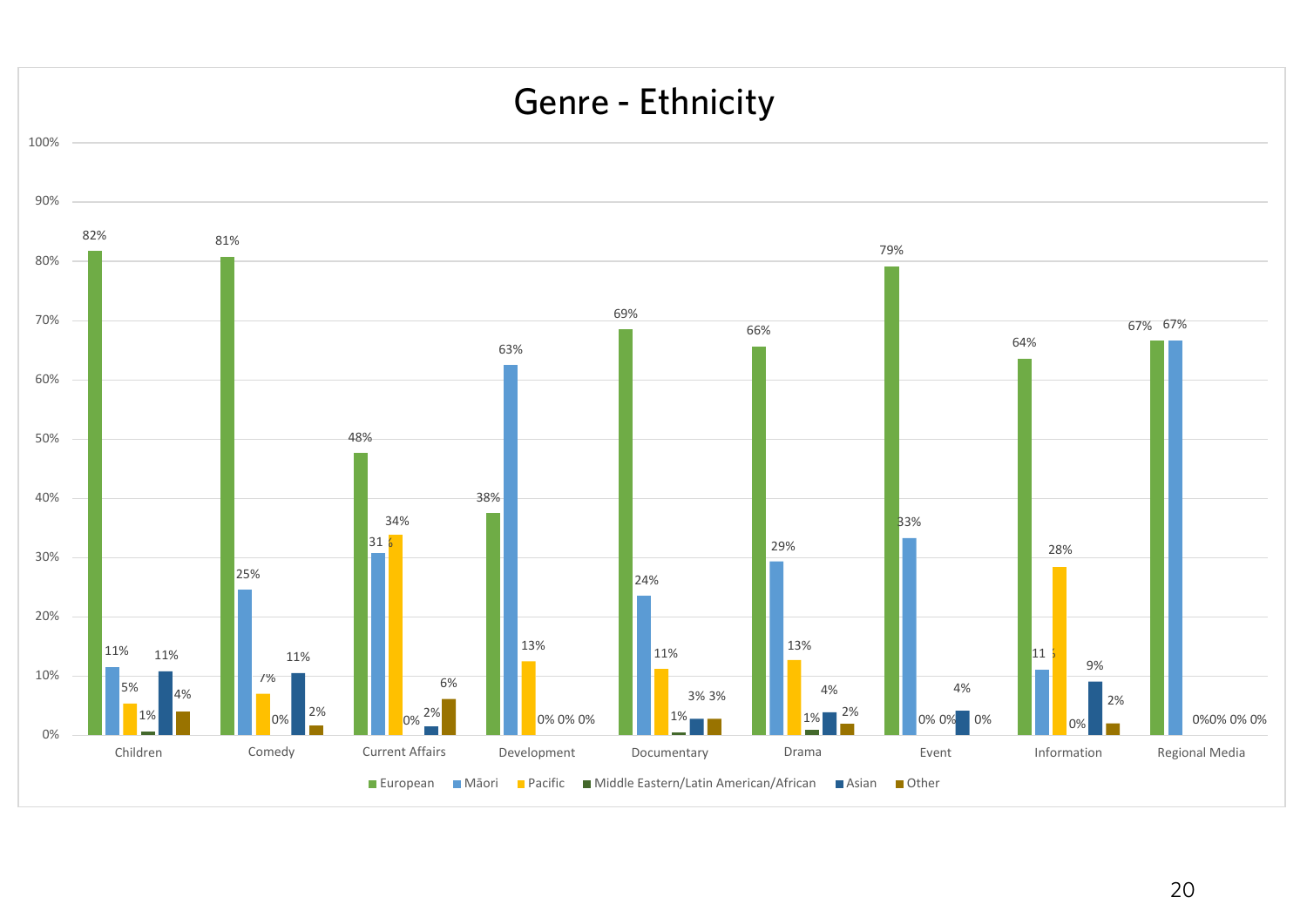# Genre - Ethnicity

| Genre | European | Māori | Pacific | Middle Eastern/Latin American/African | Asian | Other |
|---|---|---|---|---|---|---|
| Children | 82% | 11% | 5% | 1% | 11% | 4% |
| Comedy | 81% | 25% | 7% | 0% | 11% | 2% |
| Current Affairs | 48% | 31% | 34% | 0% | 2% | 6% |
| Development | 38% | 63% | 13% | 0% | 0% | 0% |
| Documentary | 69% | 24% | 11% | 1% | 3% | 3% |
| Drama | 66% | 29% | 13% | 1% | 4% | 2% |
| Event | 79% | 33% | 0% | 0% | 4% | 0% |
| Information | 64% | 11% | 28% | 0% | 9% | 2% |
| Regional Media | 67% | 67% | 0% | 0% | 0% | 0% |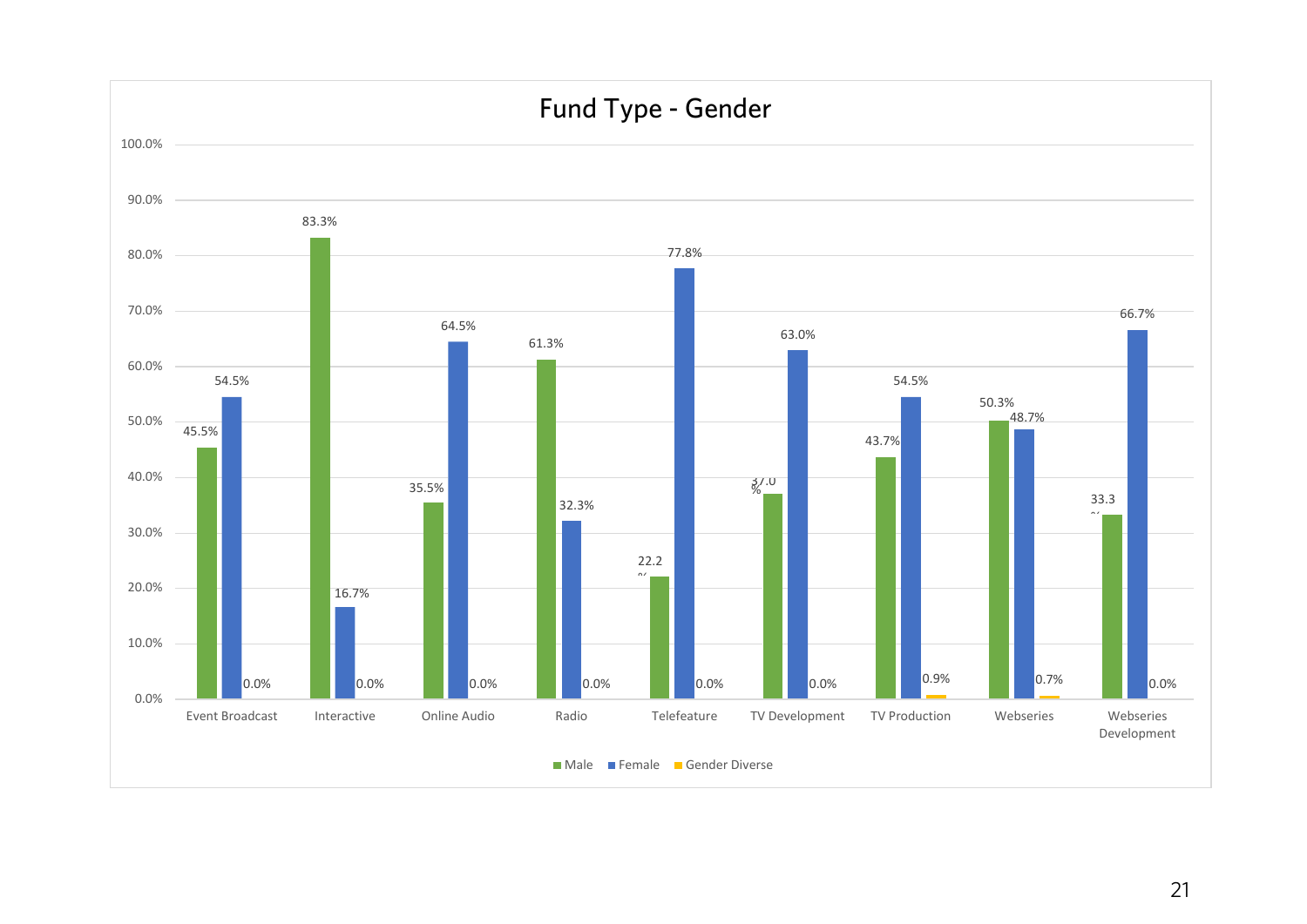## Fund Type - Gender

| Fund Type | Male | Female | Gender Diverse |
|---|---|---|---|
| Event Broadcast | 45.5% | 54.5% | 0.0% |
| Interactive | 83.3% | 16.7% | 0.0% |
| Online Audio | 35.5% | 64.5% | 0.0% |
| Radio | 61.3% | 32.3% | 0.0% |
| Telefeature | 22.2% | 77.8% | 0.0% |
| TV Development | 37.0% | 63.0% | 0.0% |
| TV Production | 43.7% | 54.5% | 0.9% |
| Webseries | 50.3% | 48.7% | 0.7% |
| Webseries Development | 33.3% | 66.7% | 0.0% |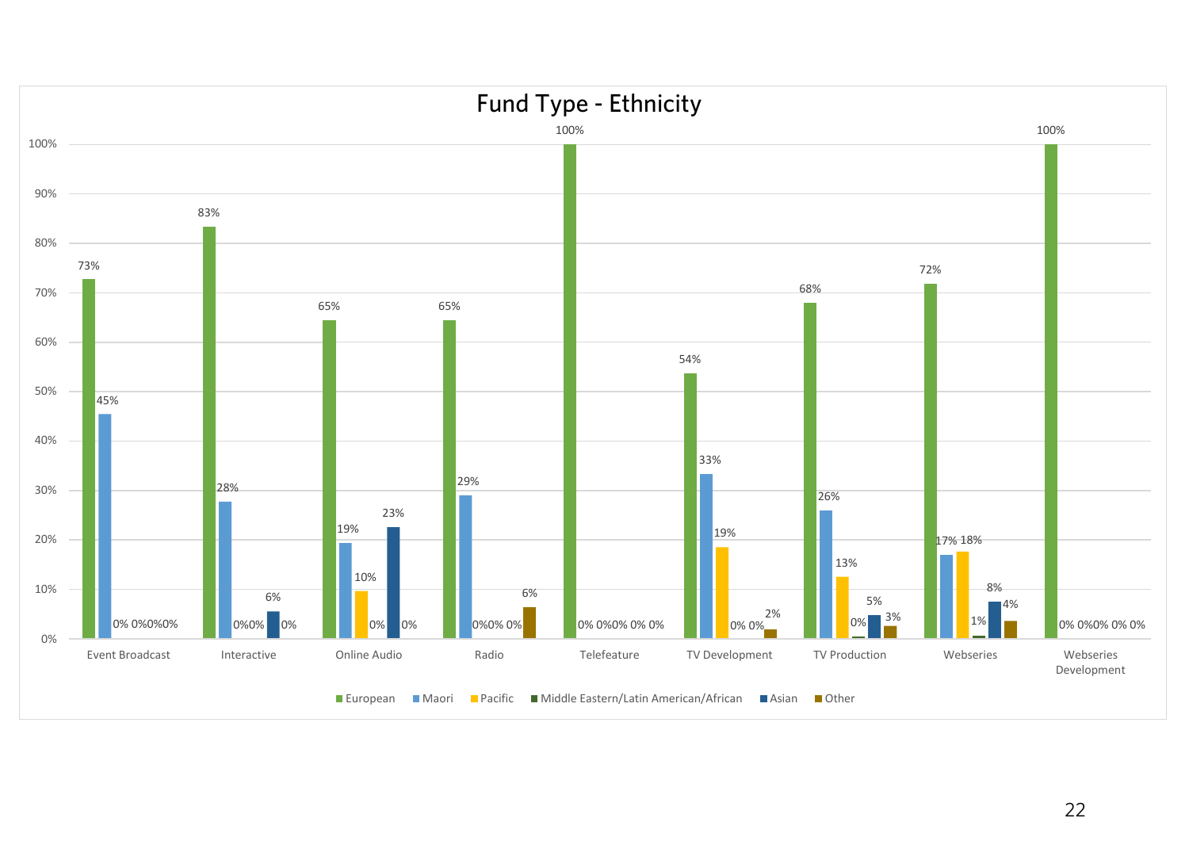# Fund Type - Ethnicity

| Fund Type | European | Maori | Pacific | Middle Eastern/Latin American/African | Asian | Other |
|---|---|---|---|---|---|---|
| Event Broadcast | 73% | 45% | 0% | 0% | 0% | 0% |
| Interactive | 83% | 28% | 0% | 0% | 6% | 0% |
| Online Audio | 65% | 19% | 10% | 0% | 23% | 0% |
| Radio | 65% | 29% | 0% | 0% | 0% | 6% |
| Telefeature | 100% | 0% | 0% | 0% | 0% | 0% |
| TV Development | 54% | 33% | 19% | 0% | 0% | 2% |
| TV Production | 68% | 26% | 13% | 0% | 5% | 3% |
| Webseries | 72% | 17% | 18% | 1% | 8% | 4% |
| Webseries Development | 100% | 0% | 0% | 0% | 0% | 0% |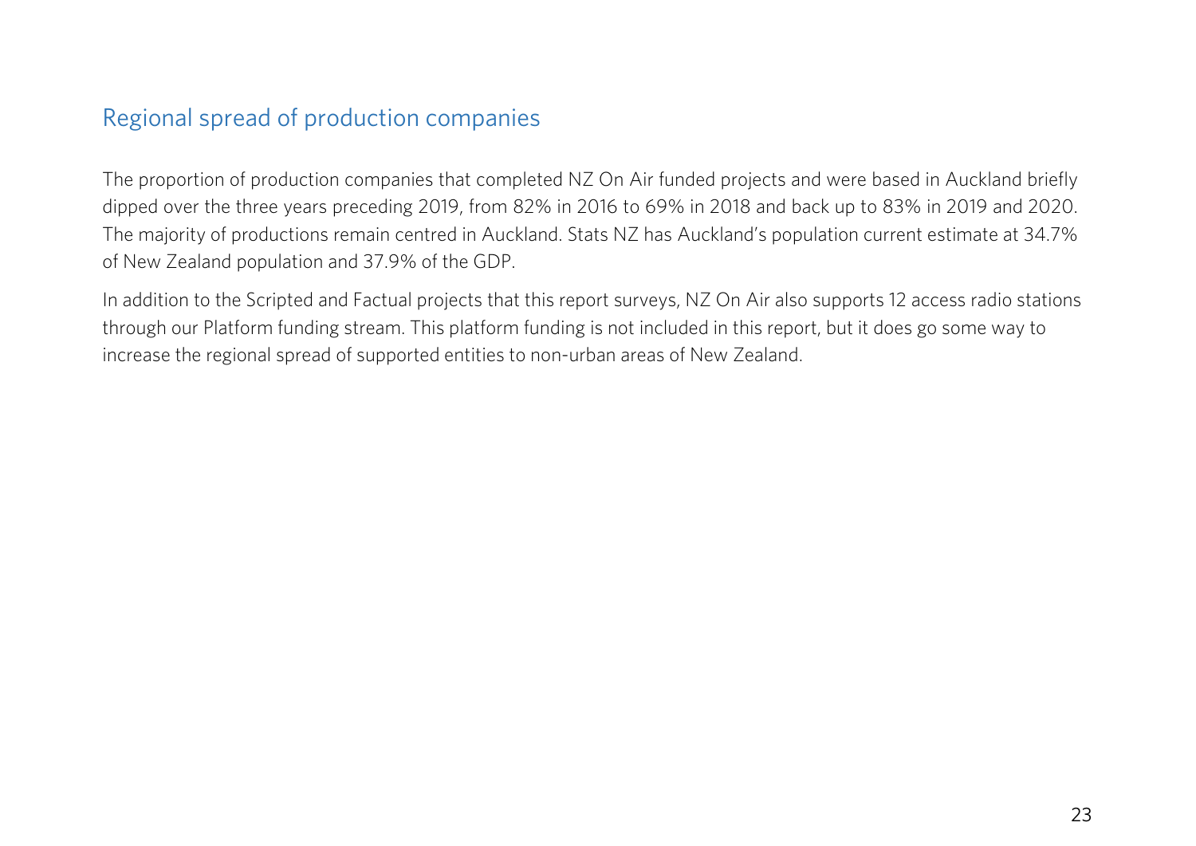## Regional spread of production companies

The proportion of production companies that completed NZ On Air funded projects and were based in Auckland briefly dipped over the three years preceding 2019, from 82% in 2016 to 69% in 2018 and back up to 83% in 2019 and 2020. The majority of productions remain centred in Auckland. Stats NZ has Auckland's population current estimate at 34.7% of New Zealand population and 37.9% of the GDP.

In addition to the Scripted and Factual projects that this report surveys, NZ On Air also supports 12 access radio stations through our Platform funding stream. This platform funding is not included in this report, but it does go some way to increase the regional spread of supported entities to non-urban areas of New Zealand.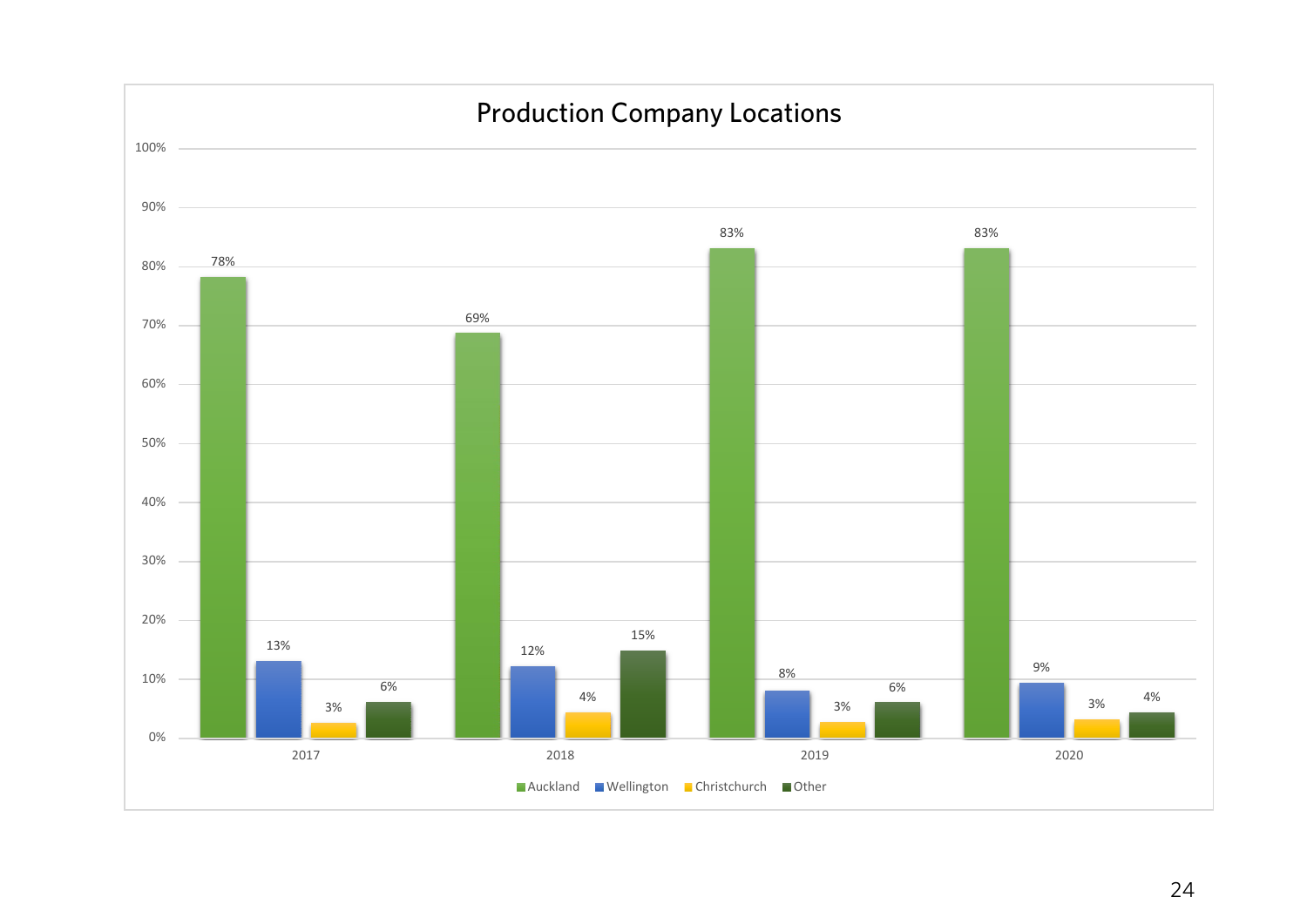## Production Company Locations

| Year | Auckland | Wellington | Christchurch | Other |
|---|---|---|---|---|
| 2017 | 78% | 13% | 3% | 6% |
| 2018 | 69% | 12% | 4% | 15% |
| 2019 | 83% | 8% | 3% | 6% |
| 2020 | 83% | 9% | 3% | 4% |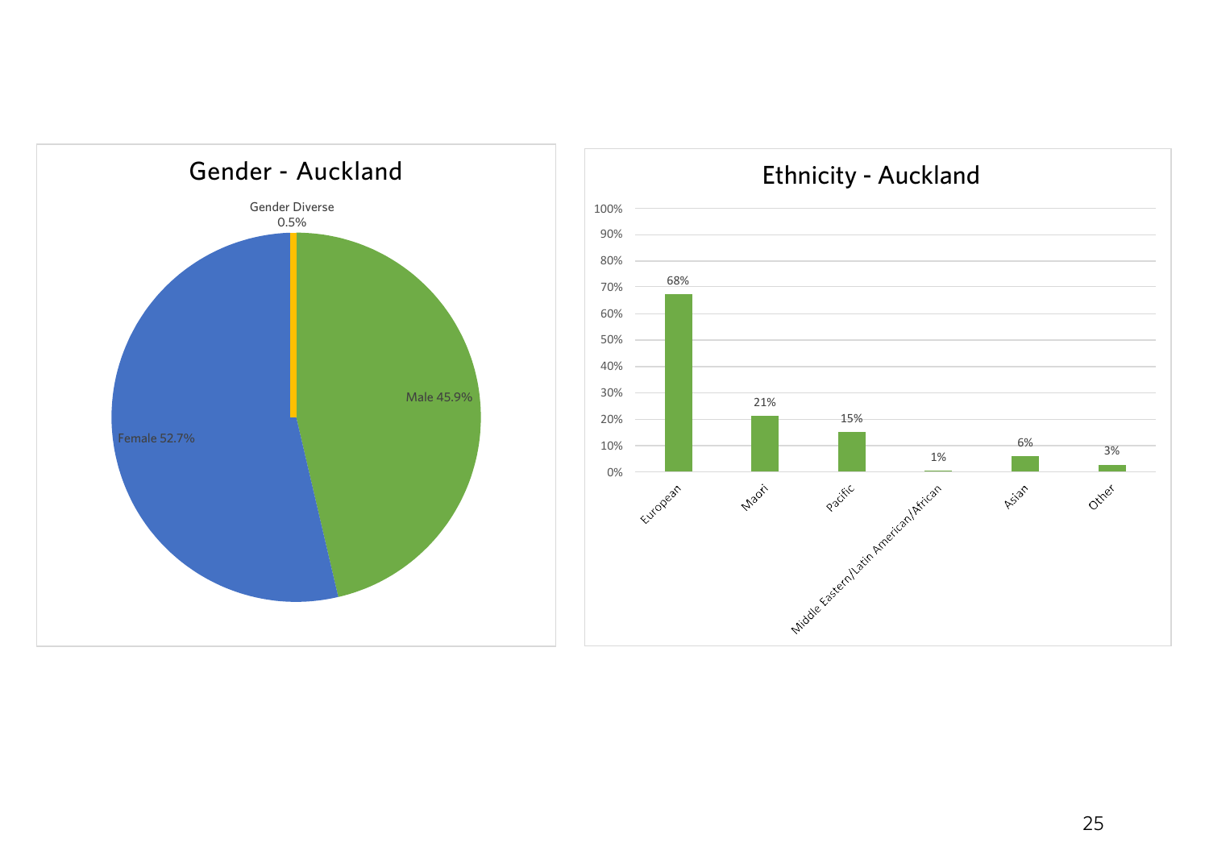## Gender - Auckland

| Gender | Percentage |
|---|---|
| Female | 52.7% |
| Male | 45.9% |
| Gender Diverse | 0.5% |

## Ethnicity - Auckland

| Ethnicity | Percentage |
|---|---|
| European | 68% |
| Maori | 21% |
| Pacific | 15% |
| Middle Eastern/Latin American/African | 1% |
| Asian | 6% |
| Other | 3% |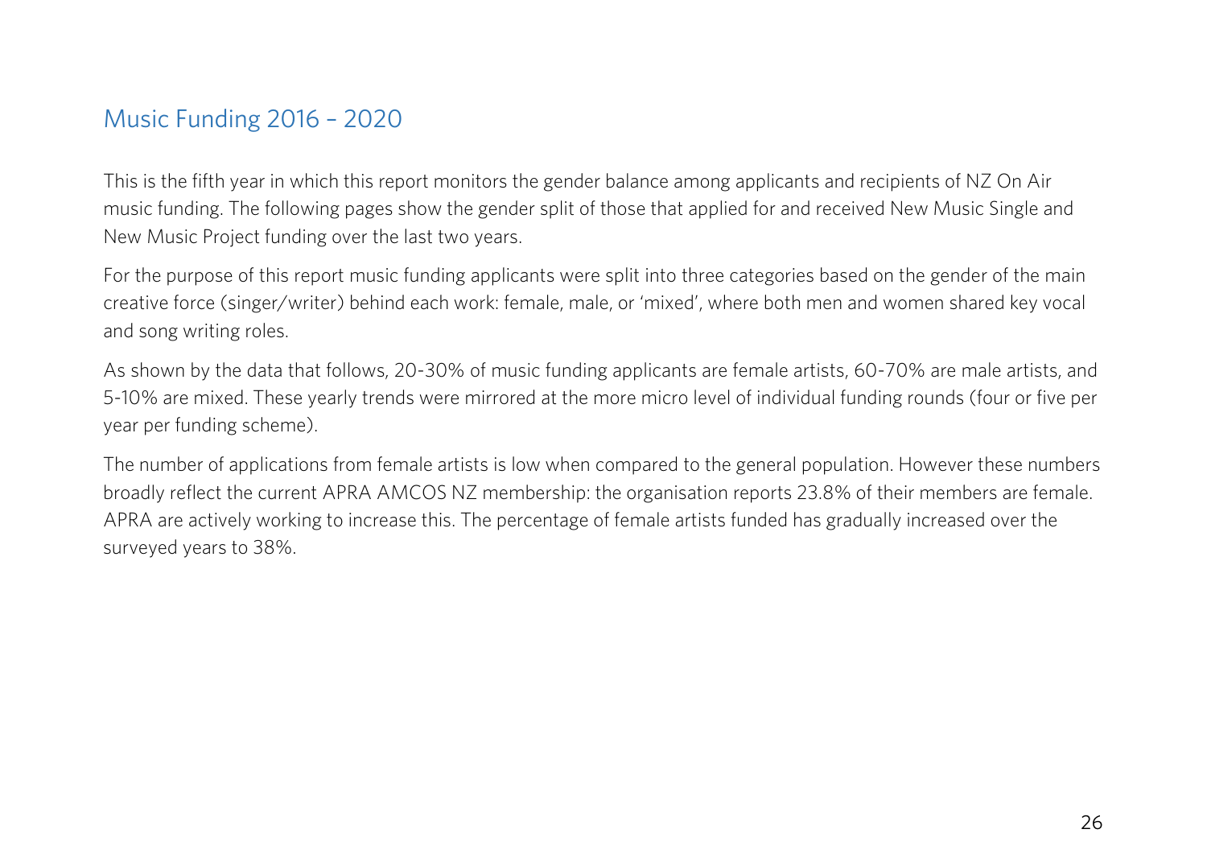## Music Funding 2016 – 2020

This is the fifth year in which this report monitors the gender balance among applicants and recipients of NZ On Air music funding. The following pages show the gender split of those that applied for and received New Music Single and New Music Project funding over the last two years.

For the purpose of this report music funding applicants were split into three categories based on the gender of the main creative force (singer/writer) behind each work: female, male, or 'mixed', where both men and women shared key vocal and song writing roles.

As shown by the data that follows, 20-30% of music funding applicants are female artists, 60-70% are male artists, and 5-10% are mixed. These yearly trends were mirrored at the more micro level of individual funding rounds (four or five per year per funding scheme).

The number of applications from female artists is low when compared to the general population. However these numbers broadly reflect the current APRA AMCOS NZ membership: the organisation reports 23.8% of their members are female. APRA are actively working to increase this. The percentage of female artists funded has gradually increased over the surveyed years to 38%.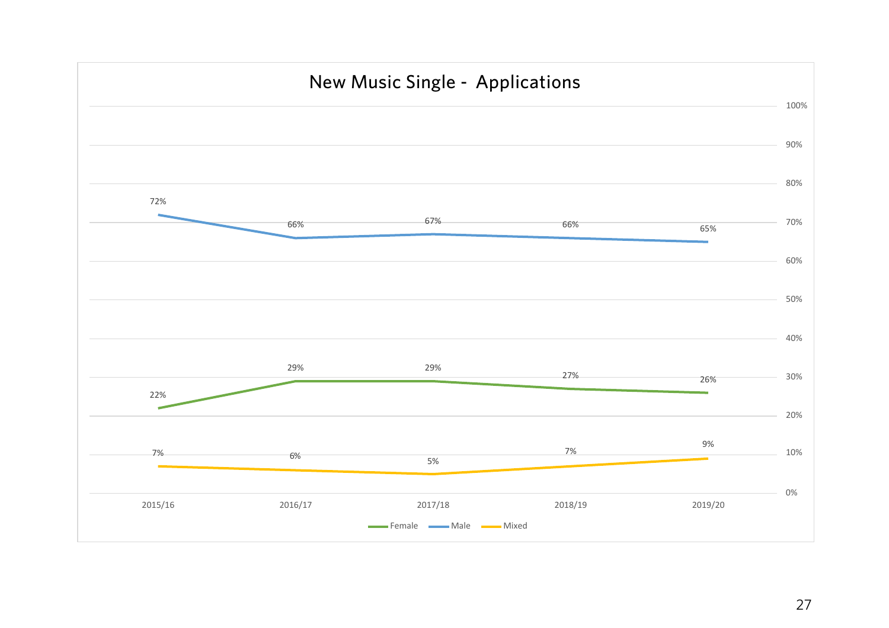## New Music Single - Applications

| | 2015/16 | 2016/17 | 2017/18 | 2018/19 | 2019/20 |
|---|---|---|---|---|---|
| Female | 22% | 29% | 29% | 27% | 26% |
| Male | 72% | 66% | 67% | 66% | 65% |
| Mixed | 7% | 6% | 5% | 7% | 9% |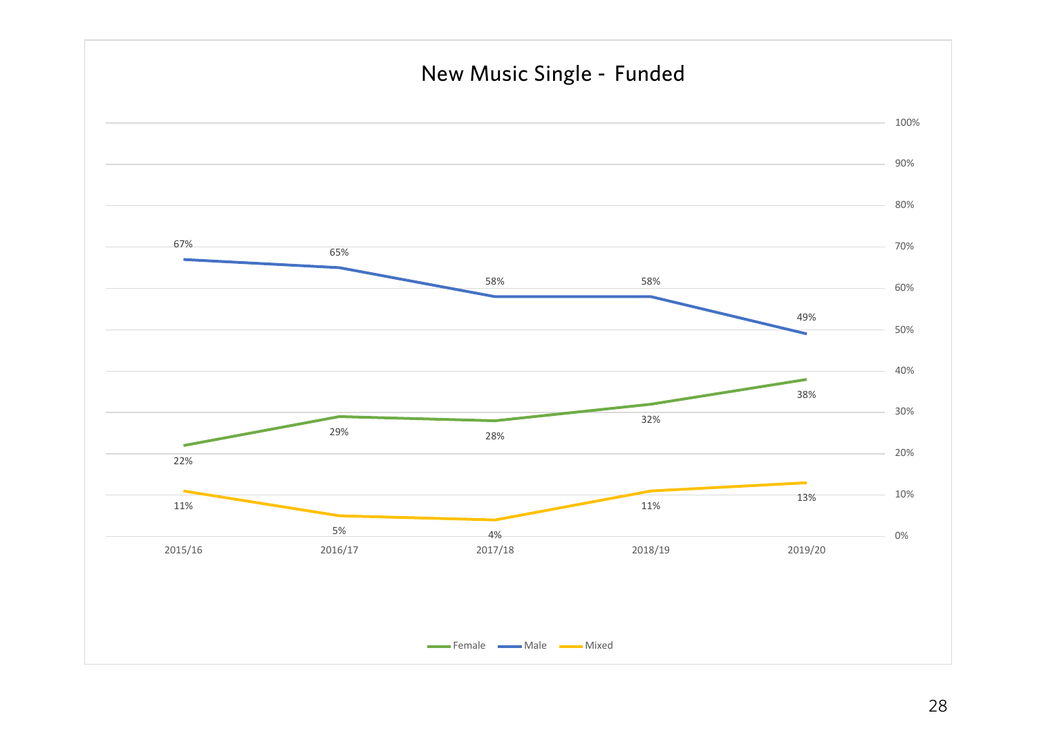## New Music Single - Funded

| | 2015/16 | 2016/17 | 2017/18 | 2018/19 | 2019/20 |
|---|---|---|---|---|---|
| Female | 22% | 29% | 28% | 32% | 38% |
| Male | 67% | 65% | 58% | 58% | 49% |
| Mixed | 11% | 5% | 4% | 11% | 13% |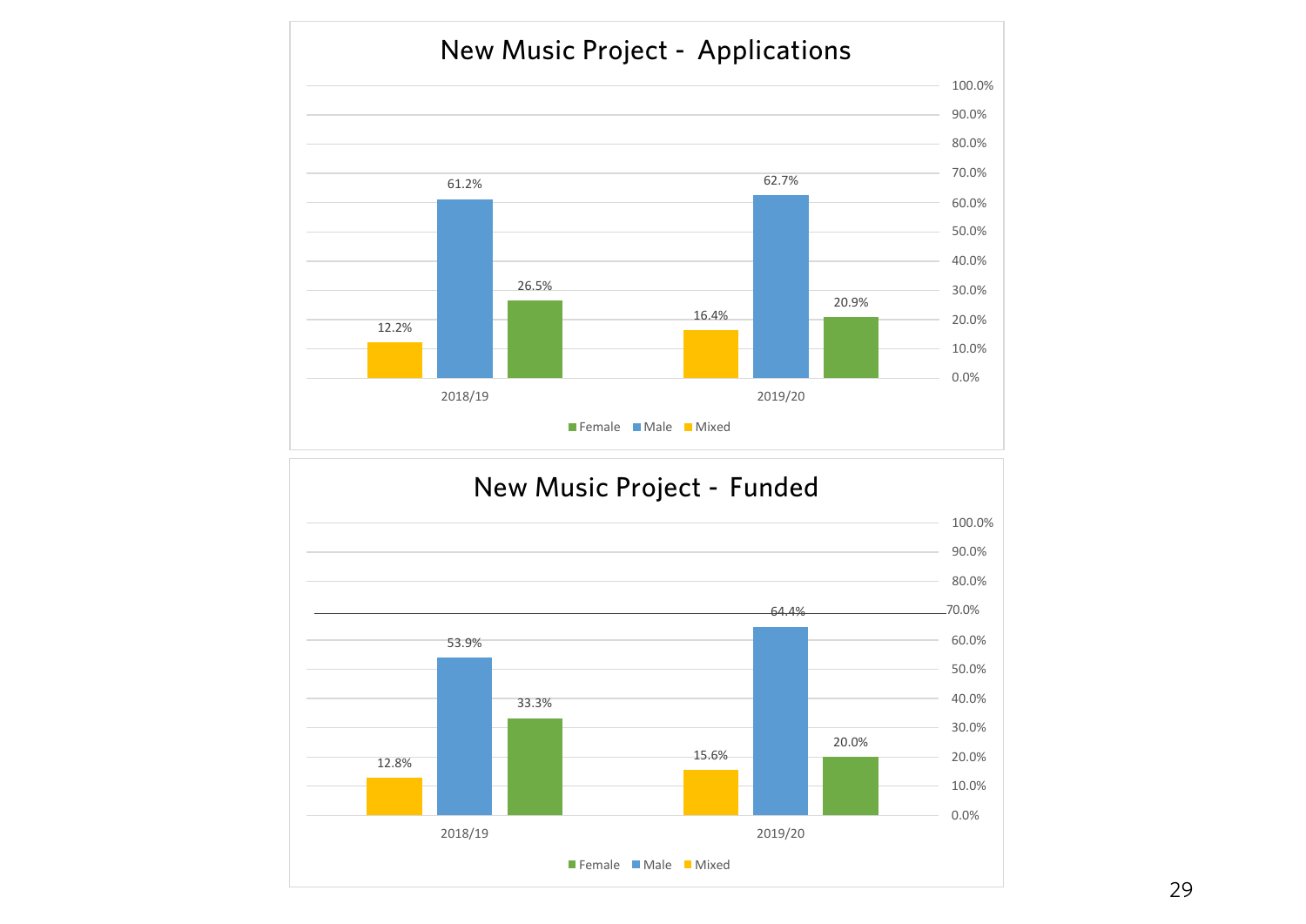## New Music Project - Applications

| | Female | Male | Mixed |
|---|---|---|---|
| 2018/19 | 26.5% | 61.2% | 12.2% |
| 2019/20 | 20.9% | 62.7% | 16.4% |

## New Music Project - Funded

| | Female | Male | Mixed |
|---|---|---|---|
| 2018/19 | 33.3% | 53.9% | 12.8% |
| 2019/20 | 20.0% | 64.4% | 15.6% |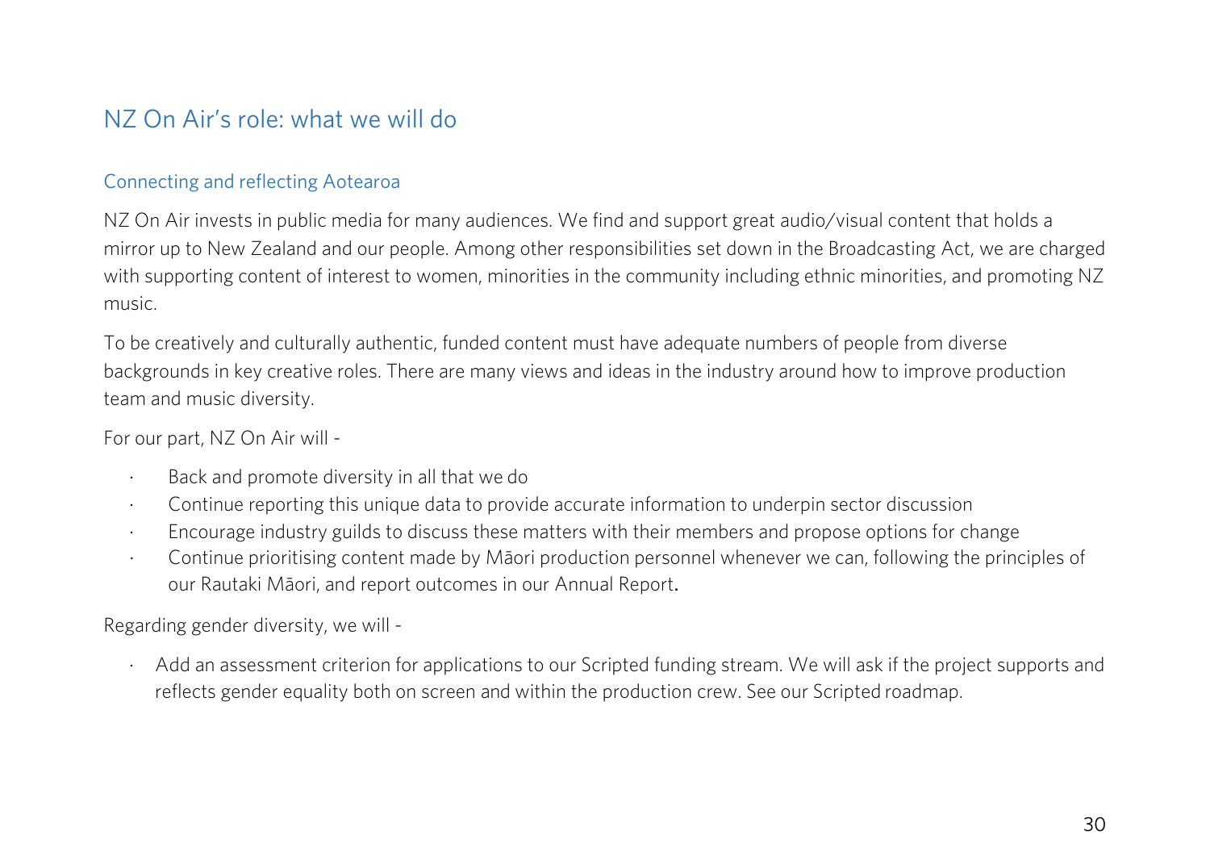## NZ On Air's role: what we will do

### Connecting and reflecting Aotearoa

NZ On Air invests in public media for many audiences. We find and support great audio/visual content that holds a mirror up to New Zealand and our people. Among other responsibilities set down in the Broadcasting Act, we are charged with supporting content of interest to women, minorities in the community including ethnic minorities, and promoting NZ music.

To be creatively and culturally authentic, funded content must have adequate numbers of people from diverse backgrounds in key creative roles. There are many views and ideas in the industry around how to improve production team and music diversity.

For our part, NZ On Air will -

- Back and promote diversity in all that we do
- Continue reporting this unique data to provide accurate information to underpin sector discussion
- Encourage industry guilds to discuss these matters with their members and propose options for change
- Continue prioritising content made by Māori production personnel whenever we can, following the principles of our Rautaki Māori, and report outcomes in our Annual Report.

Regarding gender diversity, we will -

- Add an assessment criterion for applications to our Scripted funding stream. We will ask if the project supports and reflects gender equality both on screen and within the production crew. See our Scripted roadmap.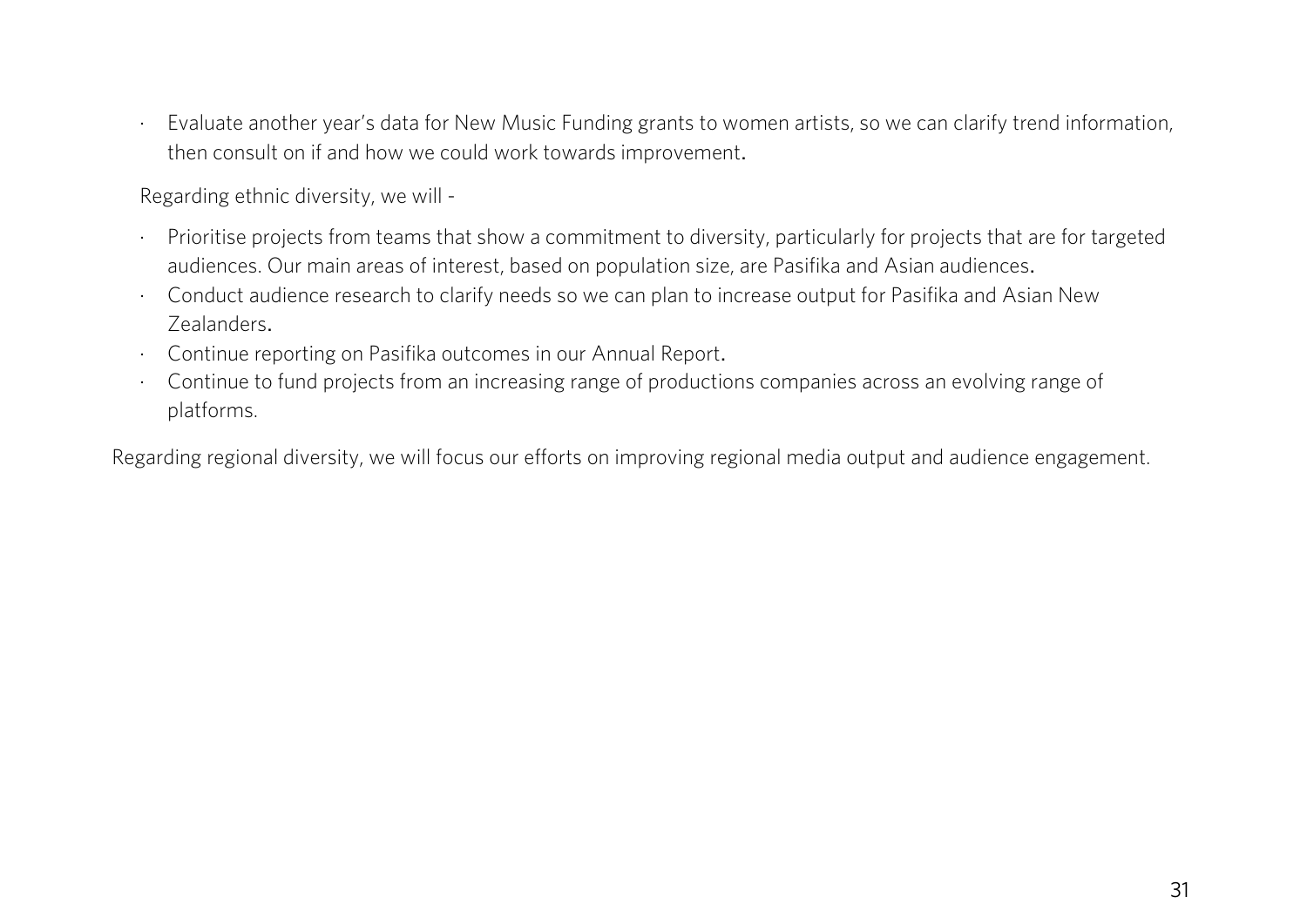- Evaluate another year's data for New Music Funding grants to women artists, so we can clarify trend information, then consult on if and how we could work towards improvement.

Regarding ethnic diversity, we will -

- Prioritise projects from teams that show a commitment to diversity, particularly for projects that are for targeted audiences. Our main areas of interest, based on population size, are Pasifika and Asian audiences.
- Conduct audience research to clarify needs so we can plan to increase output for Pasifika and Asian New Zealanders.
- Continue reporting on Pasifika outcomes in our Annual Report.
- Continue to fund projects from an increasing range of productions companies across an evolving range of platforms.

Regarding regional diversity, we will focus our efforts on improving regional media output and audience engagement.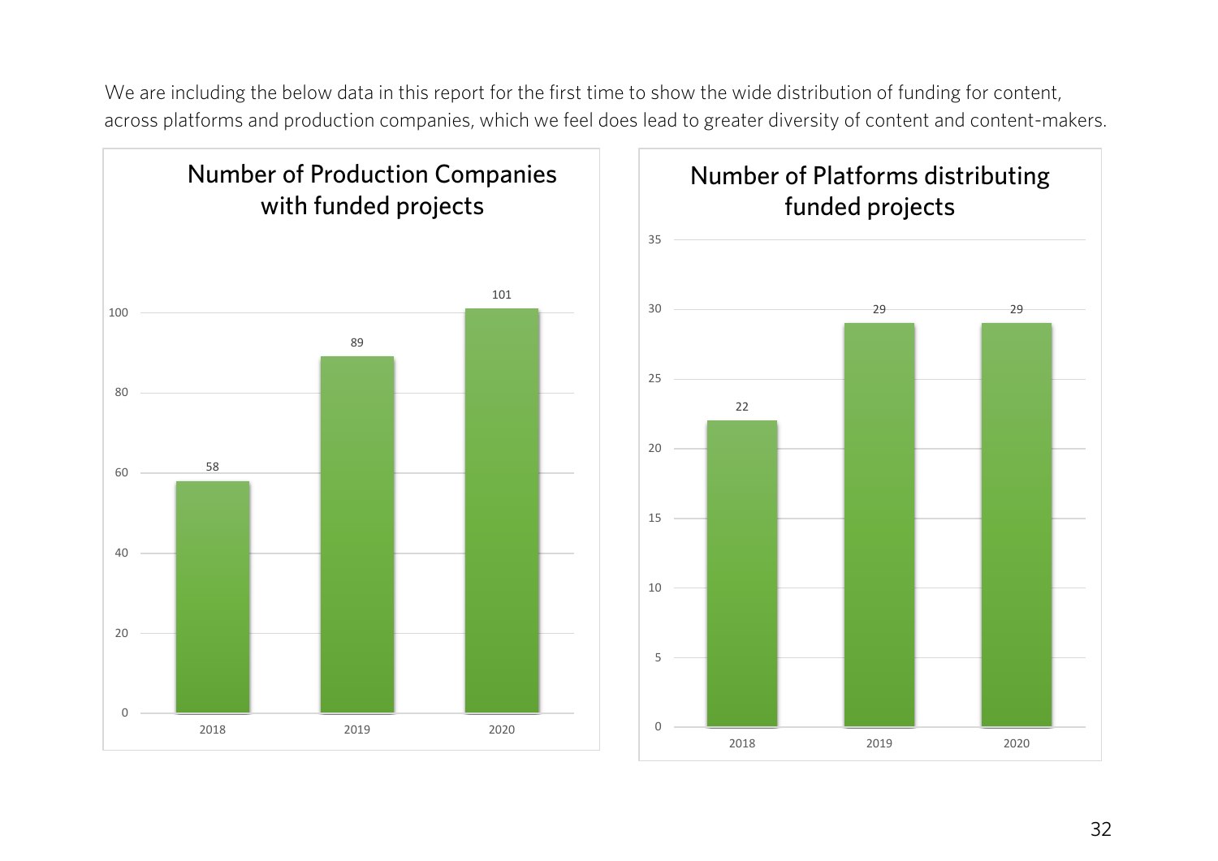We are including the below data in this report for the first time to show the wide distribution of funding for content, across platforms and production companies, which we feel does lead to greater diversity of content and content-makers.

**Number of Production Companies with funded projects**

| Year | Number |
| --- | --- |
| 2018 | 58 |
| 2019 | 89 |
| 2020 | 101 |

**Number of Platforms distributing funded projects**

| Year | Number |
| --- | --- |
| 2018 | 22 |
| 2019 | 29 |
| 2020 | 29 |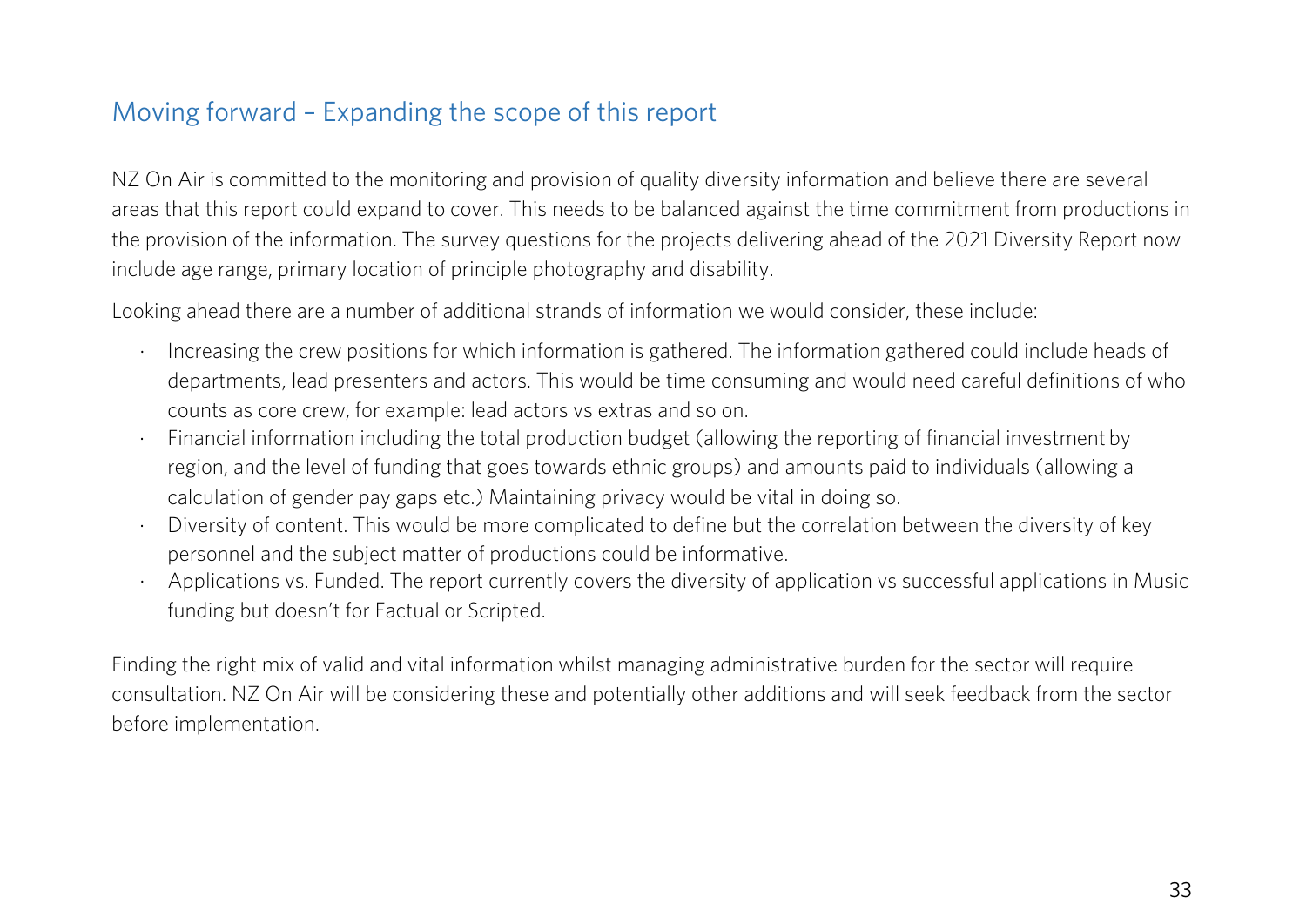## Moving forward – Expanding the scope of this report

NZ On Air is committed to the monitoring and provision of quality diversity information and believe there are several areas that this report could expand to cover. This needs to be balanced against the time commitment from productions in the provision of the information. The survey questions for the projects delivering ahead of the 2021 Diversity Report now include age range, primary location of principle photography and disability.

Looking ahead there are a number of additional strands of information we would consider, these include:

- Increasing the crew positions for which information is gathered. The information gathered could include heads of departments, lead presenters and actors. This would be time consuming and would need careful definitions of who counts as core crew, for example: lead actors vs extras and so on.
- Financial information including the total production budget (allowing the reporting of financial investment by region, and the level of funding that goes towards ethnic groups) and amounts paid to individuals (allowing a calculation of gender pay gaps etc.) Maintaining privacy would be vital in doing so.
- Diversity of content. This would be more complicated to define but the correlation between the diversity of key personnel and the subject matter of productions could be informative.
- Applications vs. Funded. The report currently covers the diversity of application vs successful applications in Music funding but doesn't for Factual or Scripted.

Finding the right mix of valid and vital information whilst managing administrative burden for the sector will require consultation. NZ On Air will be considering these and potentially other additions and will seek feedback from the sector before implementation.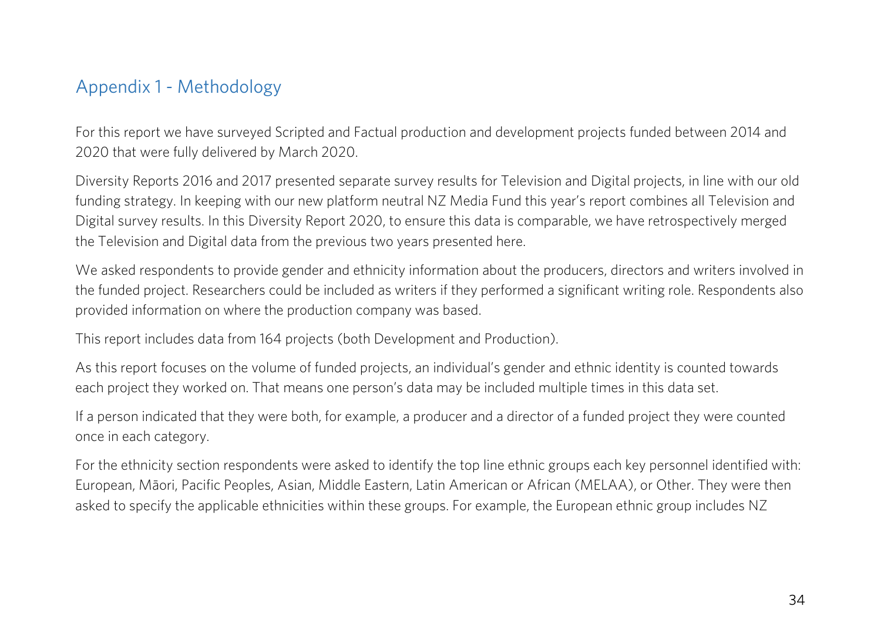## Appendix 1 - Methodology

For this report we have surveyed Scripted and Factual production and development projects funded between 2014 and 2020 that were fully delivered by March 2020.

Diversity Reports 2016 and 2017 presented separate survey results for Television and Digital projects, in line with our old funding strategy. In keeping with our new platform neutral NZ Media Fund this year's report combines all Television and Digital survey results. In this Diversity Report 2020, to ensure this data is comparable, we have retrospectively merged the Television and Digital data from the previous two years presented here.

We asked respondents to provide gender and ethnicity information about the producers, directors and writers involved in the funded project. Researchers could be included as writers if they performed a significant writing role. Respondents also provided information on where the production company was based.

This report includes data from 164 projects (both Development and Production).

As this report focuses on the volume of funded projects, an individual's gender and ethnic identity is counted towards each project they worked on. That means one person's data may be included multiple times in this data set.

If a person indicated that they were both, for example, a producer and a director of a funded project they were counted once in each category.

For the ethnicity section respondents were asked to identify the top line ethnic groups each key personnel identified with: European, Māori, Pacific Peoples, Asian, Middle Eastern, Latin American or African (MELAA), or Other. They were then asked to specify the applicable ethnicities within these groups. For example, the European ethnic group includes NZ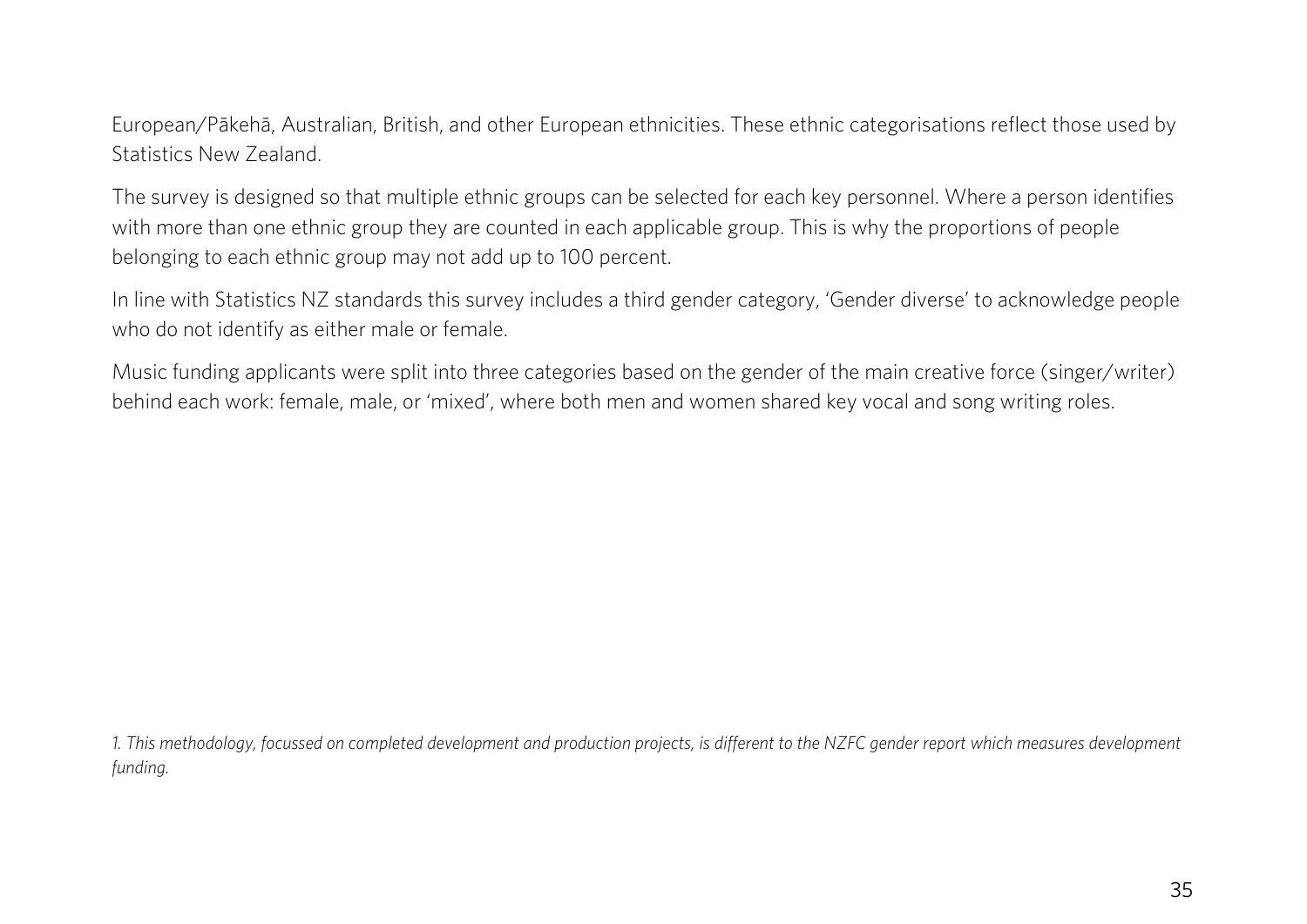European/Pākehā, Australian, British, and other European ethnicities. These ethnic categorisations reflect those used by Statistics New Zealand.

The survey is designed so that multiple ethnic groups can be selected for each key personnel. Where a person identifies with more than one ethnic group they are counted in each applicable group. This is why the proportions of people belonging to each ethnic group may not add up to 100 percent.

In line with Statistics NZ standards this survey includes a third gender category, 'Gender diverse' to acknowledge people who do not identify as either male or female.

Music funding applicants were split into three categories based on the gender of the main creative force (singer/writer) behind each work: female, male, or 'mixed', where both men and women shared key vocal and song writing roles.

*1. This methodology, focussed on completed development and production projects, is different to the NZFC gender report which measures development funding.*